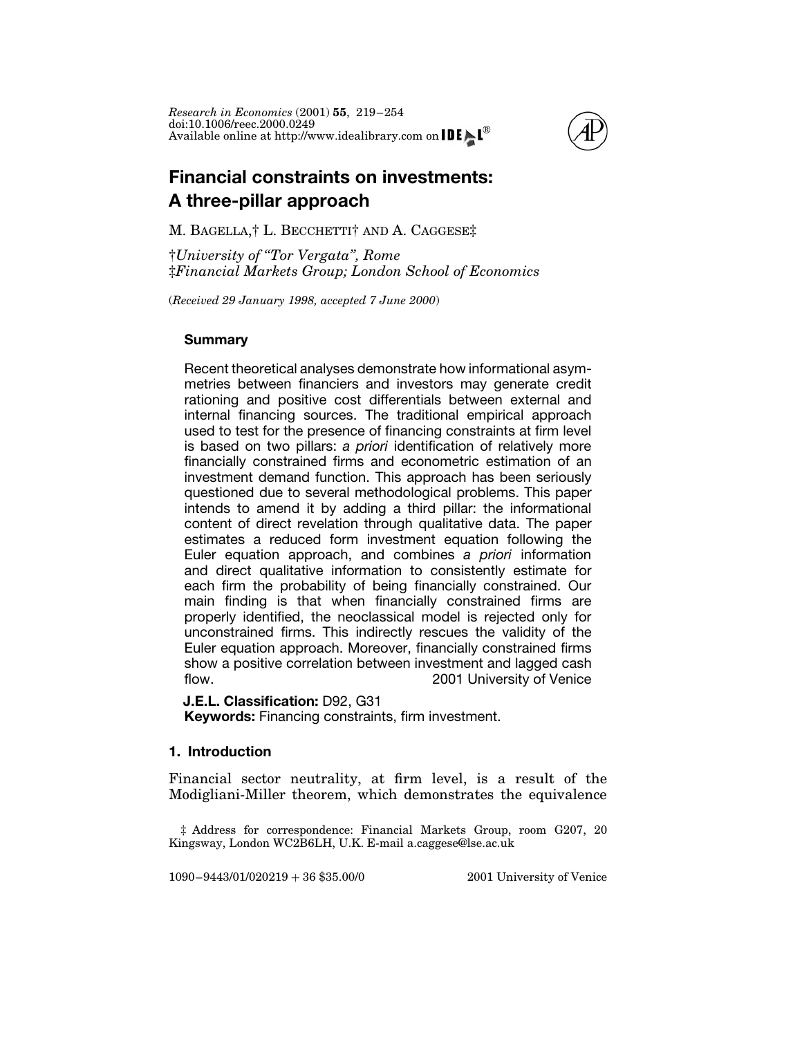# Financial constraints on investments: A three-pillar approach

M. BAGELLA,† L. BECCHETTI† AND A. CAGGESE‡

†*University of "Tor Vergata", Rome*
‡*Financial Markets Group; London School of Economics*

(*Received 29 January 1998, accepted 7 June 2000*)

### Summary

Recent theoretical analyses demonstrate how informational asymmetries between financiers and investors may generate credit rationing and positive cost differentials between external and internal financing sources. The traditional empirical approach used to test for the presence of financing constraints at firm level is based on two pillars: *a priori* identification of relatively more financially constrained firms and econometric estimation of an investment demand function. This approach has been seriously questioned due to several methodological problems. This paper intends to amend it by adding a third pillar: the informational content of direct revelation through qualitative data. The paper estimates a reduced form investment equation following the Euler equation approach, and combines *a priori* information and direct qualitative information to consistently estimate for each firm the probability of being financially constrained. Our main finding is that when financially constrained firms are properly identified, the neoclassical model is rejected only for unconstrained firms. This indirectly rescues the validity of the Euler equation approach. Moreover, financially constrained firms show a positive correlation between investment and lagged cash flow. 2001 University of Venice

**J.E.L. Classification:** D92, G31
**Keywords:** Financing constraints, firm investment.

## 1. Introduction

Financial sector neutrality, at firm level, is a result of the Modigliani-Miller theorem, which demonstrates the equivalence

‡ Address for correspondence: Financial Markets Group, room G207, 20 Kingsway, London WC2B6LH, U.K. E-mail a.caggese@lse.ac.uk

1090–9443/01/020219 + 36 $35.00/0 2001 University of Venice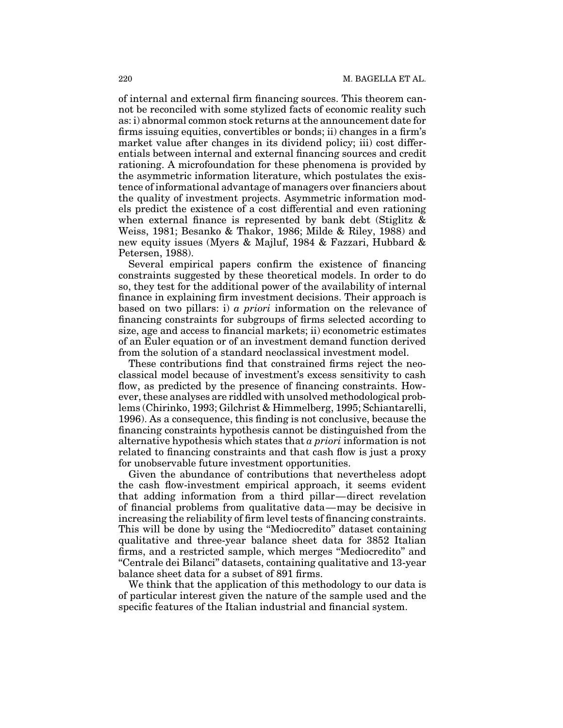of internal and external firm financing sources. This theorem cannot be reconciled with some stylized facts of economic reality such as: i) abnormal common stock returns at the announcement date for firms issuing equities, convertibles or bonds; ii) changes in a firm's market value after changes in its dividend policy; iii) cost differentials between internal and external financing sources and credit rationing. A microfoundation for these phenomena is provided by the asymmetric information literature, which postulates the existence of informational advantage of managers over financiers about the quality of investment projects. Asymmetric information models predict the existence of a cost differential and even rationing when external finance is represented by bank debt (Stiglitz & Weiss, 1981; Besanko & Thakor, 1986; Milde & Riley, 1988) and new equity issues (Myers & Majluf, 1984 & Fazzari, Hubbard & Petersen, 1988).

Several empirical papers confirm the existence of financing constraints suggested by these theoretical models. In order to do so, they test for the additional power of the availability of internal finance in explaining firm investment decisions. Their approach is based on two pillars: i) *a priori* information on the relevance of financing constraints for subgroups of firms selected according to size, age and access to financial markets; ii) econometric estimates of an Euler equation or of an investment demand function derived from the solution of a standard neoclassical investment model.

These contributions find that constrained firms reject the neoclassical model because of investment's excess sensitivity to cash flow, as predicted by the presence of financing constraints. However, these analyses are riddled with unsolved methodological problems (Chirinko, 1993; Gilchrist & Himmelberg, 1995; Schiantarelli, 1996). As a consequence, this finding is not conclusive, because the financing constraints hypothesis cannot be distinguished from the alternative hypothesis which states that *a priori* information is not related to financing constraints and that cash flow is just a proxy for unobservable future investment opportunities.

Given the abundance of contributions that nevertheless adopt the cash flow-investment empirical approach, it seems evident that adding information from a third pillar—direct revelation of financial problems from qualitative data—may be decisive in increasing the reliability of firm level tests of financing constraints. This will be done by using the "Mediocredito" dataset containing qualitative and three-year balance sheet data for 3852 Italian firms, and a restricted sample, which merges "Mediocredito" and "Centrale dei Bilanci" datasets, containing qualitative and 13-year balance sheet data for a subset of 891 firms.

We think that the application of this methodology to our data is of particular interest given the nature of the sample used and the specific features of the Italian industrial and financial system.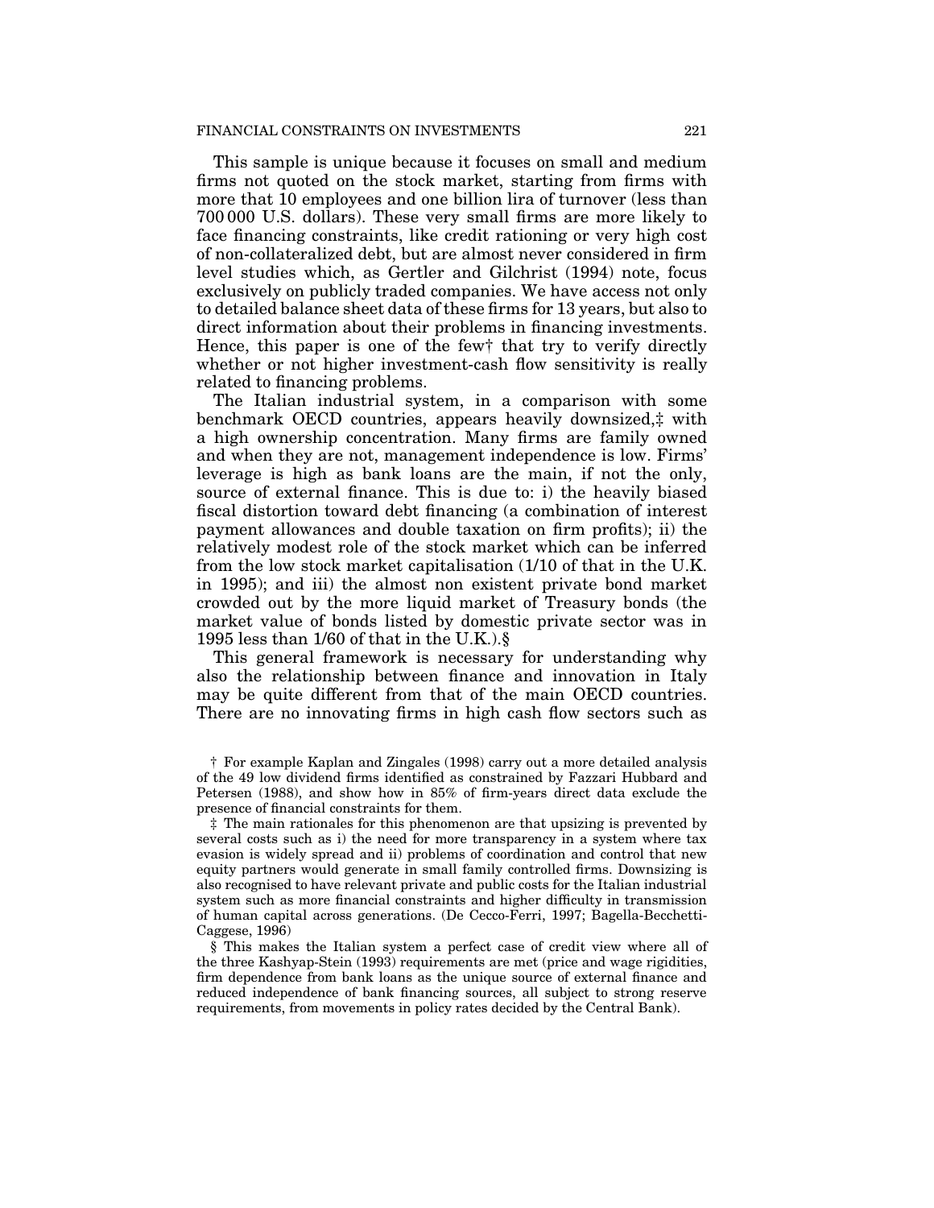This sample is unique because it focuses on small and medium firms not quoted on the stock market, starting from firms with more that 10 employees and one billion lira of turnover (less than 700 000 U.S. dollars). These very small firms are more likely to face financing constraints, like credit rationing or very high cost of non-collateralized debt, but are almost never considered in firm level studies which, as Gertler and Gilchrist (1994) note, focus exclusively on publicly traded companies. We have access not only to detailed balance sheet data of these firms for 13 years, but also to direct information about their problems in financing investments. Hence, this paper is one of the few† that try to verify directly whether or not higher investment-cash flow sensitivity is really related to financing problems.

The Italian industrial system, in a comparison with some benchmark OECD countries, appears heavily downsized,‡ with a high ownership concentration. Many firms are family owned and when they are not, management independence is low. Firms' leverage is high as bank loans are the main, if not the only, source of external finance. This is due to: i) the heavily biased fiscal distortion toward debt financing (a combination of interest payment allowances and double taxation on firm profits); ii) the relatively modest role of the stock market which can be inferred from the low stock market capitalisation (1/10 of that in the U.K. in 1995); and iii) the almost non existent private bond market crowded out by the more liquid market of Treasury bonds (the market value of bonds listed by domestic private sector was in 1995 less than 1/60 of that in the U.K.).§

This general framework is necessary for understanding why also the relationship between finance and innovation in Italy may be quite different from that of the main OECD countries. There are no innovating firms in high cash flow sectors such as

† For example Kaplan and Zingales (1998) carry out a more detailed analysis of the 49 low dividend firms identified as constrained by Fazzari Hubbard and Petersen (1988), and show how in 85% of firm-years direct data exclude the presence of financial constraints for them.

‡ The main rationales for this phenomenon are that upsizing is prevented by several costs such as i) the need for more transparency in a system where tax evasion is widely spread and ii) problems of coordination and control that new equity partners would generate in small family controlled firms. Downsizing is also recognised to have relevant private and public costs for the Italian industrial system such as more financial constraints and higher difficulty in transmission of human capital across generations. (De Cecco-Ferri, 1997; Bagella-Becchetti-Caggese, 1996)

§ This makes the Italian system a perfect case of credit view where all of the three Kashyap-Stein (1993) requirements are met (price and wage rigidities, firm dependence from bank loans as the unique source of external finance and reduced independence of bank financing sources, all subject to strong reserve requirements, from movements in policy rates decided by the Central Bank).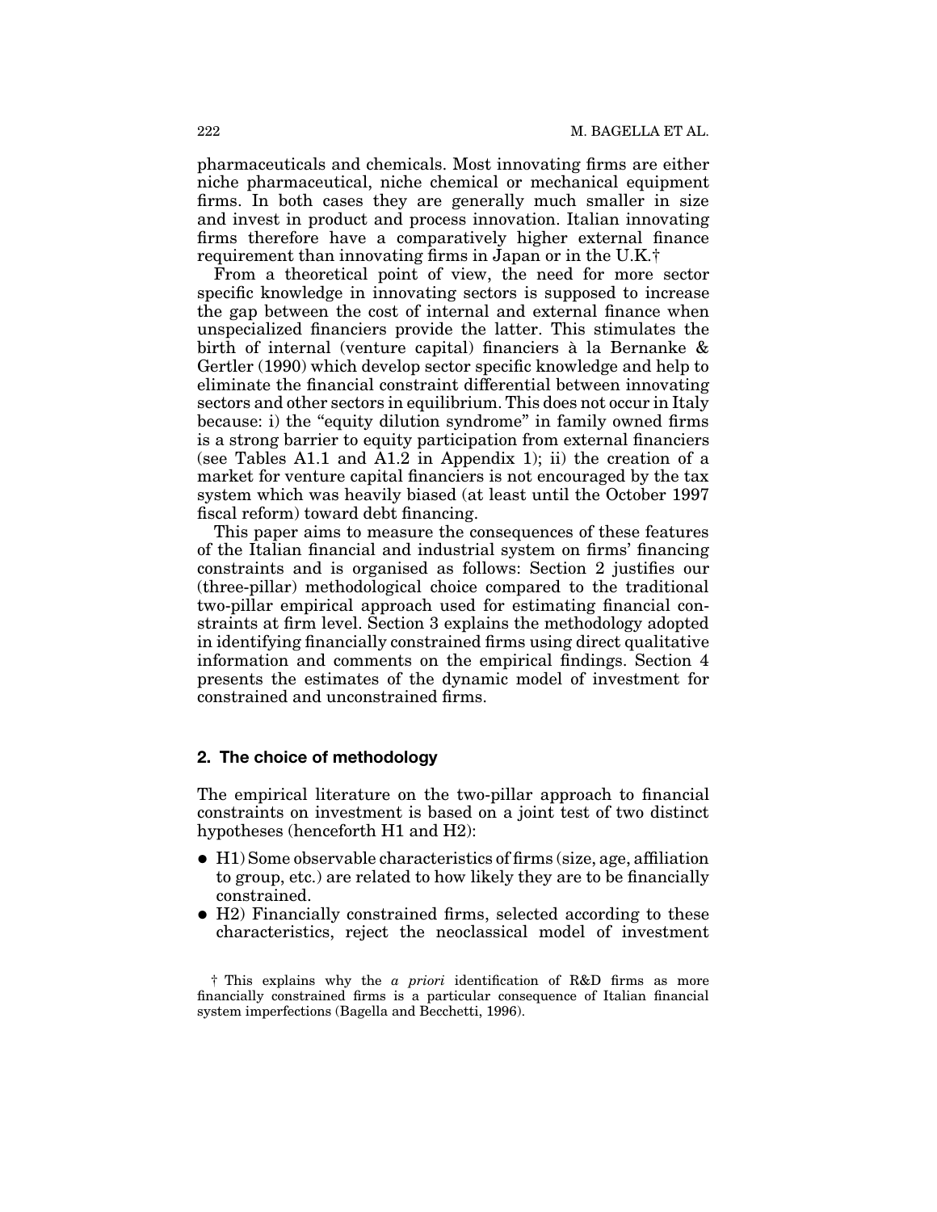pharmaceuticals and chemicals. Most innovating firms are either niche pharmaceutical, niche chemical or mechanical equipment firms. In both cases they are generally much smaller in size and invest in product and process innovation. Italian innovating firms therefore have a comparatively higher external finance requirement than innovating firms in Japan or in the U.K.†

From a theoretical point of view, the need for more sector specific knowledge in innovating sectors is supposed to increase the gap between the cost of internal and external finance when unspecialized financiers provide the latter. This stimulates the birth of internal (venture capital) financiers à la Bernanke & Gertler (1990) which develop sector specific knowledge and help to eliminate the financial constraint differential between innovating sectors and other sectors in equilibrium. This does not occur in Italy because: i) the "equity dilution syndrome" in family owned firms is a strong barrier to equity participation from external financiers (see Tables A1.1 and A1.2 in Appendix 1); ii) the creation of a market for venture capital financiers is not encouraged by the tax system which was heavily biased (at least until the October 1997 fiscal reform) toward debt financing.

This paper aims to measure the consequences of these features of the Italian financial and industrial system on firms' financing constraints and is organised as follows: Section 2 justifies our (three-pillar) methodological choice compared to the traditional two-pillar empirical approach used for estimating financial constraints at firm level. Section 3 explains the methodology adopted in identifying financially constrained firms using direct qualitative information and comments on the empirical findings. Section 4 presents the estimates of the dynamic model of investment for constrained and unconstrained firms.

## 2. The choice of methodology

The empirical literature on the two-pillar approach to financial constraints on investment is based on a joint test of two distinct hypotheses (henceforth H1 and H2):

- H1) Some observable characteristics of firms (size, age, affiliation to group, etc.) are related to how likely they are to be financially constrained.
- H2) Financially constrained firms, selected according to these characteristics, reject the neoclassical model of investment

† This explains why the *a priori* identification of R&D firms as more financially constrained firms is a particular consequence of Italian financial system imperfections (Bagella and Becchetti, 1996).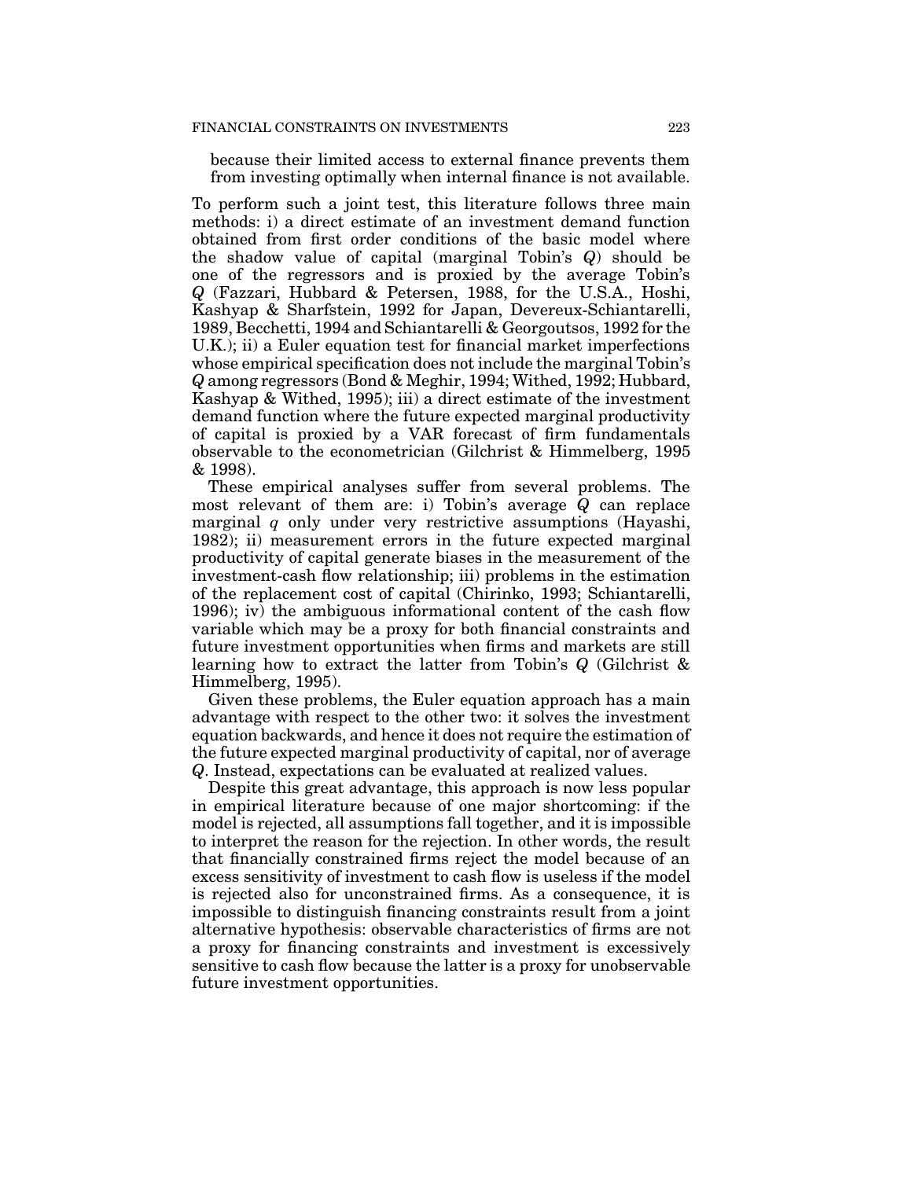because their limited access to external finance prevents them from investing optimally when internal finance is not available.

To perform such a joint test, this literature follows three main methods: i) a direct estimate of an investment demand function obtained from first order conditions of the basic model where the shadow value of capital (marginal Tobin's $Q$) should be one of the regressors and is proxied by the average Tobin's $Q$ (Fazzari, Hubbard & Petersen, 1988, for the U.S.A., Hoshi, Kashyap & Sharfstein, 1992 for Japan, Devereux-Schiantarelli, 1989, Becchetti, 1994 and Schiantarelli & Georgoutsos, 1992 for the U.K.); ii) a Euler equation test for financial market imperfections whose empirical specification does not include the marginal Tobin's $Q$ among regressors (Bond & Meghir, 1994; Withed, 1992; Hubbard, Kashyap & Withed, 1995); iii) a direct estimate of the investment demand function where the future expected marginal productivity of capital is proxied by a VAR forecast of firm fundamentals observable to the econometrician (Gilchrist & Himmelberg, 1995 & 1998).

These empirical analyses suffer from several problems. The most relevant of them are: i) Tobin's average $Q$ can replace marginal $q$ only under very restrictive assumptions (Hayashi, 1982); ii) measurement errors in the future expected marginal productivity of capital generate biases in the measurement of the investment-cash flow relationship; iii) problems in the estimation of the replacement cost of capital (Chirinko, 1993; Schiantarelli, 1996); iv) the ambiguous informational content of the cash flow variable which may be a proxy for both financial constraints and future investment opportunities when firms and markets are still learning how to extract the latter from Tobin's $Q$ (Gilchrist & Himmelberg, 1995).

Given these problems, the Euler equation approach has a main advantage with respect to the other two: it solves the investment equation backwards, and hence it does not require the estimation of the future expected marginal productivity of capital, nor of average $Q$. Instead, expectations can be evaluated at realized values.

Despite this great advantage, this approach is now less popular in empirical literature because of one major shortcoming: if the model is rejected, all assumptions fall together, and it is impossible to interpret the reason for the rejection. In other words, the result that financially constrained firms reject the model because of an excess sensitivity of investment to cash flow is useless if the model is rejected also for unconstrained firms. As a consequence, it is impossible to distinguish financing constraints result from a joint alternative hypothesis: observable characteristics of firms are not a proxy for financing constraints and investment is excessively sensitive to cash flow because the latter is a proxy for unobservable future investment opportunities.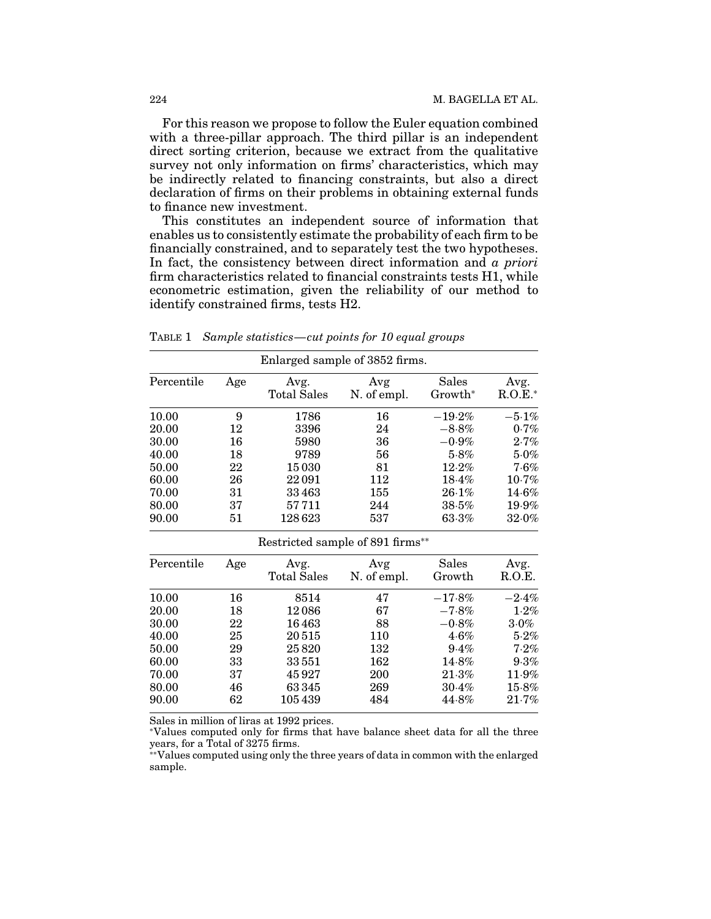For this reason we propose to follow the Euler equation combined with a three-pillar approach. The third pillar is an independent direct sorting criterion, because we extract from the qualitative survey not only information on firms' characteristics, which may be indirectly related to financing constraints, but also a direct declaration of firms on their problems in obtaining external funds to finance new investment.

This constitutes an independent source of information that enables us to consistently estimate the probability of each firm to be financially constrained, and to separately test the two hypotheses. In fact, the consistency between direct information and *a priori* firm characteristics related to financial constraints tests H1, while econometric estimation, given the reliability of our method to identify constrained firms, tests H2.

TABLE 1 *Sample statistics—cut points for 10 equal groups*

| Enlarged sample of 3852 firms. | | | | | |
|---|---|---|---|---|---|
| Percentile | Age | Avg. Total Sales | Avg N. of empl. | Sales Growth* | Avg. R.O.E.* |
| 10.00 | 9 | 1786 | 16 | −19·2% | −5·1% |
| 20.00 | 12 | 3396 | 24 | −8·8% | 0·7% |
| 30.00 | 16 | 5980 | 36 | −0·9% | 2·7% |
| 40.00 | 18 | 9789 | 56 | 5·8% | 5·0% |
| 50.00 | 22 | 15 030 | 81 | 12·2% | 7·6% |
| 60.00 | 26 | 22 091 | 112 | 18·4% | 10·7% |
| 70.00 | 31 | 33 463 | 155 | 26·1% | 14·6% |
| 80.00 | 37 | 57 711 | 244 | 38·5% | 19·9% |
| 90.00 | 51 | 128 623 | 537 | 63·3% | 32·0% |
| **Restricted sample of 891 firms**** | | | | | |
| Percentile | Age | Avg. Total Sales | Avg N. of empl. | Sales Growth | Avg. R.O.E. |
| 10.00 | 16 | 8514 | 47 | −17·8% | −2·4% |
| 20.00 | 18 | 12 086 | 67 | −7·8% | 1·2% |
| 30.00 | 22 | 16 463 | 88 | −0·8% | 3·0% |
| 40.00 | 25 | 20 515 | 110 | 4·6% | 5·2% |
| 50.00 | 29 | 25 820 | 132 | 9·4% | 7·2% |
| 60.00 | 33 | 33 551 | 162 | 14·8% | 9·3% |
| 70.00 | 37 | 45 927 | 200 | 21·3% | 11·9% |
| 80.00 | 46 | 63 345 | 269 | 30·4% | 15·8% |
| 90.00 | 62 | 105 439 | 484 | 44·8% | 21·7% |

Sales in million of liras at 1992 prices.

*Values computed only for firms that have balance sheet data for all the three years, for a Total of 3275 firms.

**Values computed using only the three years of data in common with the enlarged sample.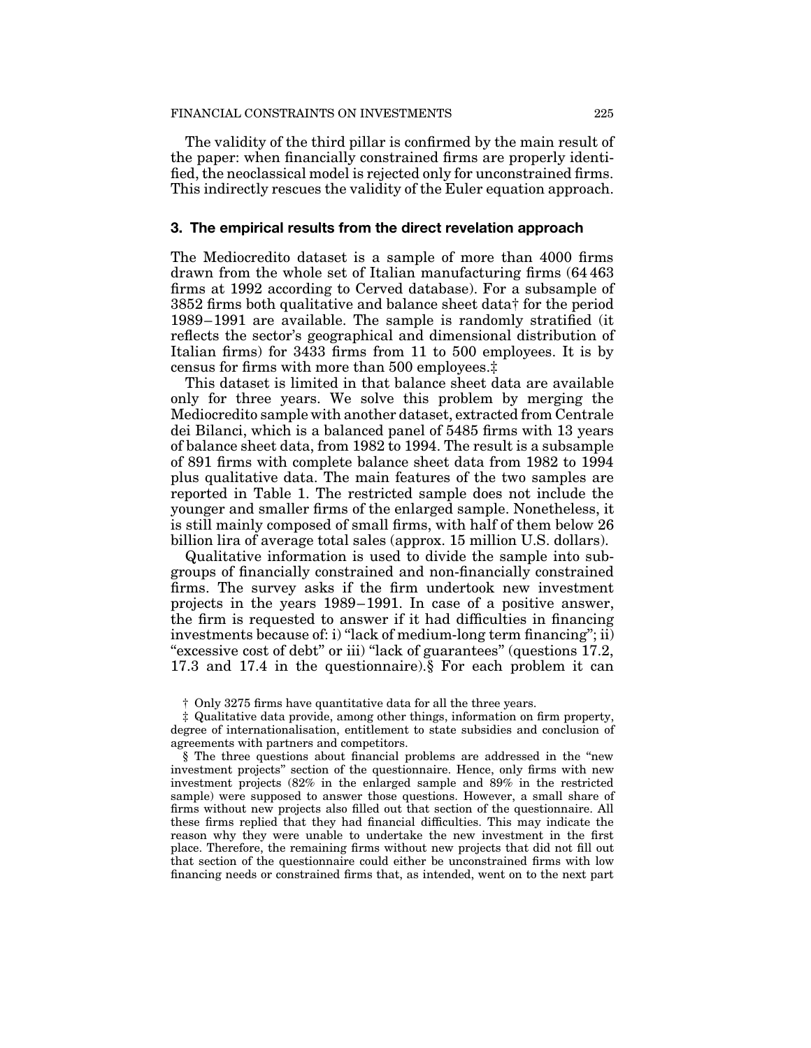The validity of the third pillar is confirmed by the main result of the paper: when financially constrained firms are properly identified, the neoclassical model is rejected only for unconstrained firms. This indirectly rescues the validity of the Euler equation approach.

## 3. The empirical results from the direct revelation approach

The Mediocredito dataset is a sample of more than 4000 firms drawn from the whole set of Italian manufacturing firms (64 463 firms at 1992 according to Cerved database). For a subsample of 3852 firms both qualitative and balance sheet data† for the period 1989–1991 are available. The sample is randomly stratified (it reflects the sector's geographical and dimensional distribution of Italian firms) for 3433 firms from 11 to 500 employees. It is by census for firms with more than 500 employees.‡

This dataset is limited in that balance sheet data are available only for three years. We solve this problem by merging the Mediocredito sample with another dataset, extracted from Centrale dei Bilanci, which is a balanced panel of 5485 firms with 13 years of balance sheet data, from 1982 to 1994. The result is a subsample of 891 firms with complete balance sheet data from 1982 to 1994 plus qualitative data. The main features of the two samples are reported in Table 1. The restricted sample does not include the younger and smaller firms of the enlarged sample. Nonetheless, it is still mainly composed of small firms, with half of them below 26 billion lira of average total sales (approx. 15 million U.S. dollars).

Qualitative information is used to divide the sample into subgroups of financially constrained and non-financially constrained firms. The survey asks if the firm undertook new investment projects in the years 1989–1991. In case of a positive answer, the firm is requested to answer if it had difficulties in financing investments because of: i) "lack of medium-long term financing"; ii) "excessive cost of debt" or iii) "lack of guarantees" (questions 17.2, 17.3 and 17.4 in the questionnaire).§ For each problem it can

† Only 3275 firms have quantitative data for all the three years.

‡ Qualitative data provide, among other things, information on firm property, degree of internationalisation, entitlement to state subsidies and conclusion of agreements with partners and competitors.

§ The three questions about financial problems are addressed in the "new investment projects" section of the questionnaire. Hence, only firms with new investment projects (82% in the enlarged sample and 89% in the restricted sample) were supposed to answer those questions. However, a small share of firms without new projects also filled out that section of the questionnaire. All these firms replied that they had financial difficulties. This may indicate the reason why they were unable to undertake the new investment in the first place. Therefore, the remaining firms without new projects that did not fill out that section of the questionnaire could either be unconstrained firms with low financing needs or constrained firms that, as intended, went on to the next part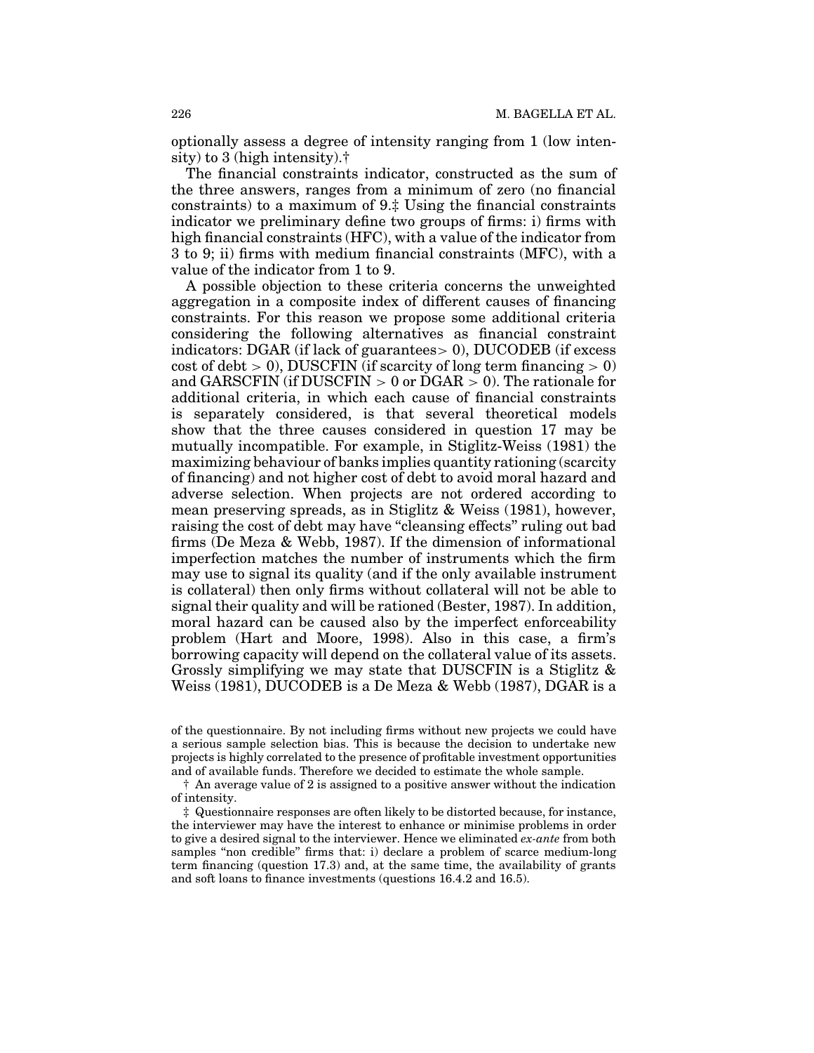optionally assess a degree of intensity ranging from 1 (low intensity) to 3 (high intensity).†

The financial constraints indicator, constructed as the sum of the three answers, ranges from a minimum of zero (no financial constraints) to a maximum of 9.‡ Using the financial constraints indicator we preliminary define two groups of firms: i) firms with high financial constraints (HFC), with a value of the indicator from 3 to 9; ii) firms with medium financial constraints (MFC), with a value of the indicator from 1 to 9.

A possible objection to these criteria concerns the unweighted aggregation in a composite index of different causes of financing constraints. For this reason we propose some additional criteria considering the following alternatives as financial constraint indicators: DGAR (if lack of guarantees $> 0$), DUCODEB (if excess cost of debt $> 0$), DUSCFIN (if scarcity of long term financing $> 0$) and GARSCFIN (if DUSCFIN $> 0$ or DGAR $> 0$). The rationale for additional criteria, in which each cause of financial constraints is separately considered, is that several theoretical models show that the three causes considered in question 17 may be mutually incompatible. For example, in Stiglitz-Weiss (1981) the maximizing behaviour of banks implies quantity rationing (scarcity of financing) and not higher cost of debt to avoid moral hazard and adverse selection. When projects are not ordered according to mean preserving spreads, as in Stiglitz & Weiss (1981), however, raising the cost of debt may have "cleansing effects" ruling out bad firms (De Meza & Webb, 1987). If the dimension of informational imperfection matches the number of instruments which the firm may use to signal its quality (and if the only available instrument is collateral) then only firms without collateral will not be able to signal their quality and will be rationed (Bester, 1987). In addition, moral hazard can be caused also by the imperfect enforceability problem (Hart and Moore, 1998). Also in this case, a firm's borrowing capacity will depend on the collateral value of its assets. Grossly simplifying we may state that DUSCFIN is a Stiglitz & Weiss (1981), DUCODEB is a De Meza & Webb (1987), DGAR is a

of the questionnaire. By not including firms without new projects we could have a serious sample selection bias. This is because the decision to undertake new projects is highly correlated to the presence of profitable investment opportunities and of available funds. Therefore we decided to estimate the whole sample.

† An average value of 2 is assigned to a positive answer without the indication of intensity.

‡ Questionnaire responses are often likely to be distorted because, for instance, the interviewer may have the interest to enhance or minimise problems in order to give a desired signal to the interviewer. Hence we eliminated *ex-ante* from both samples "non credible" firms that: i) declare a problem of scarce medium-long term financing (question 17.3) and, at the same time, the availability of grants and soft loans to finance investments (questions 16.4.2 and 16.5).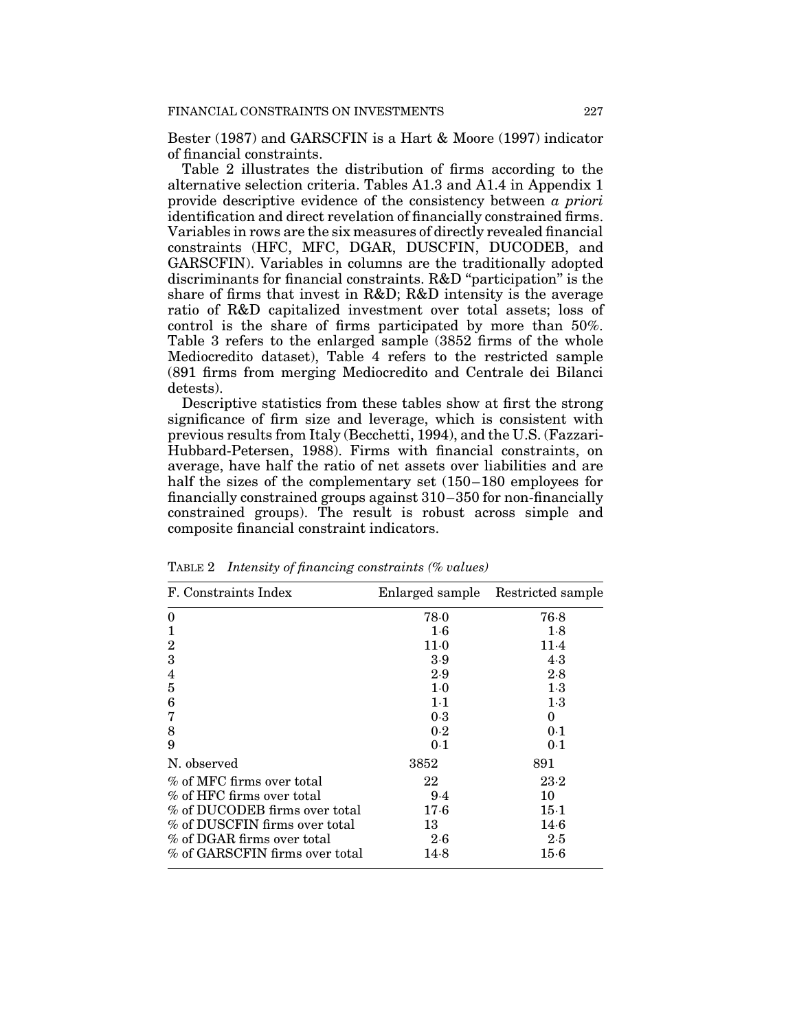Bester (1987) and GARSCFIN is a Hart & Moore (1997) indicator of financial constraints.

Table 2 illustrates the distribution of firms according to the alternative selection criteria. Tables A1.3 and A1.4 in Appendix 1 provide descriptive evidence of the consistency between *a priori* identification and direct revelation of financially constrained firms. Variables in rows are the six measures of directly revealed financial constraints (HFC, MFC, DGAR, DUSCFIN, DUCODEB, and GARSCFIN). Variables in columns are the traditionally adopted discriminants for financial constraints. R&D "participation" is the share of firms that invest in R&D; R&D intensity is the average ratio of R&D capitalized investment over total assets; loss of control is the share of firms participated by more than 50%. Table 3 refers to the enlarged sample (3852 firms of the whole Mediocredito dataset), Table 4 refers to the restricted sample (891 firms from merging Mediocredito and Centrale dei Bilanci detests).

Descriptive statistics from these tables show at first the strong significance of firm size and leverage, which is consistent with previous results from Italy (Becchetti, 1994), and the U.S. (Fazzari-Hubbard-Petersen, 1988). Firms with financial constraints, on average, have half the ratio of net assets over liabilities and are half the sizes of the complementary set (150–180 employees for financially constrained groups against 310–350 for non-financially constrained groups). The result is robust across simple and composite financial constraint indicators.

TABLE 2 *Intensity of financing constraints (% values)*

| F. Constraints Index | Enlarged sample | Restricted sample |
|---|---|---|
| 0 | 78·0 | 76·8 |
| 1 | 1·6 | 1·8 |
| 2 | 11·0 | 11·4 |
| 3 | 3·9 | 4·3 |
| 4 | 2·9 | 2·8 |
| 5 | 1·0 | 1·3 |
| 6 | 1·1 | 1·3 |
| 7 | 0·3 | 0 |
| 8 | 0·2 | 0·1 |
| 9 | 0·1 | 0·1 |
| N. observed | 3852 | 891 |
| % of MFC firms over total | 22 | 23·2 |
| % of HFC firms over total | 9·4 | 10 |
| % of DUCODEB firms over total | 17·6 | 15·1 |
| % of DUSCFIN firms over total | 13 | 14·6 |
| % of DGAR firms over total | 2·6 | 2·5 |
| % of GARSCFIN firms over total | 14·8 | 15·6 |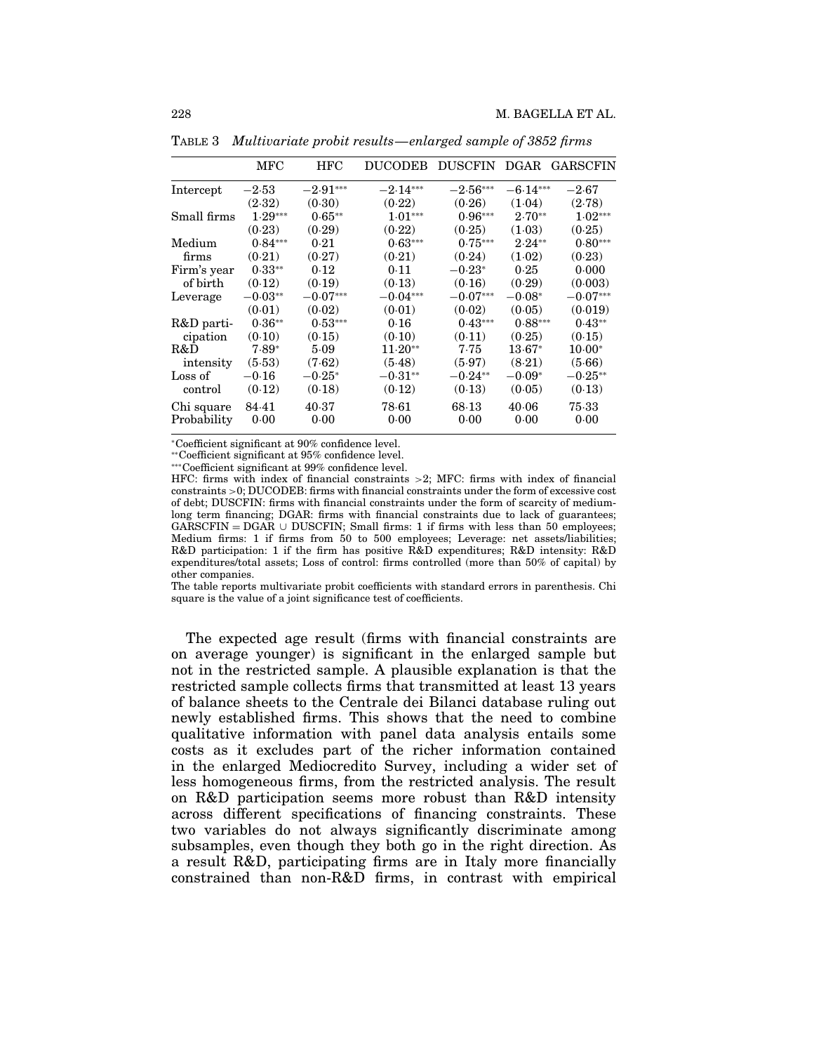TABLE 3 *Multivariate probit results—enlarged sample of 3852 firms*

| | MFC | HFC | DUCODEB | DUSCFIN | DGAR | GARSCFIN |
|---|---|---|---|---|---|---|
| Intercept | −2·53 | −2·91*** | −2·14*** | −2·56*** | −6·14*** | −2·67 |
| | (2·32) | (0·30) | (0·22) | (0·26) | (1·04) | (2·78) |
| Small firms | 1·29*** | 0·65** | 1·01*** | 0·96*** | 2·70** | 1·02*** |
| | (0·23) | (0·29) | (0·22) | (0·25) | (1·03) | (0·25) |
| Medium firms | 0·84*** | 0·21 | 0·63*** | 0·75*** | 2·24** | 0·80*** |
| | (0·21) | (0·27) | (0·21) | (0·24) | (1·02) | (0·23) |
| Firm's year of birth | 0·33** | 0·12 | 0·11 | −0·23* | 0·25 | 0·000 |
| | (0·12) | (0·19) | (0·13) | (0·16) | (0·29) | (0·003) |
| Leverage | −0·03** | −0·07*** | −0·04*** | −0·07*** | −0·08* | −0·07*** |
| | (0·01) | (0·02) | (0·01) | (0·02) | (0·05) | (0·019) |
| R&D participation | 0·36** | 0·53*** | 0·16 | 0·43*** | 0·88*** | 0·43** |
| | (0·10) | (0·15) | (0·10) | (0·11) | (0·25) | (0·15) |
| R&D intensity | 7·89* | 5·09 | 11·20** | 7·75 | 13·67* | 10·00* |
| | (5·53) | (7·62) | (5·48) | (5·97) | (8·21) | (5·66) |
| Loss of control | −0·16 | −0·25* | −0·31** | −0·24** | −0·09* | −0·25** |
| | (0·12) | (0·18) | (0·12) | (0·13) | (0·05) | (0·13) |
| Chi square | 84·41 | 40·37 | 78·61 | 68·13 | 40·06 | 75·33 |
| Probability | 0·00 | 0·00 | 0·00 | 0·00 | 0·00 | 0·00 |

*Coefficient significant at 90% confidence level.
**Coefficient significant at 95% confidence level.
***Coefficient significant at 99% confidence level.
HFC: firms with index of financial constraints >2; MFC: firms with index of financial constraints >0; DUCODEB: firms with financial constraints under the form of excessive cost of debt; DUSCFIN: firms with financial constraints under the form of scarcity of medium-long term financing; DGAR: firms with financial constraints due to lack of guarantees; GARSCFIN = DGAR ∪ DUSCFIN; Small firms: 1 if firms with less than 50 employees; Medium firms: 1 if firms from 50 to 500 employees; Leverage: net assets/liabilities; R&D participation: 1 if the firm has positive R&D expenditures; R&D intensity: R&D expenditures/total assets; Loss of control: firms controlled (more than 50% of capital) by other companies.
The table reports multivariate probit coefficients with standard errors in parenthesis. Chi square is the value of a joint significance test of coefficients.

The expected age result (firms with financial constraints are on average younger) is significant in the enlarged sample but not in the restricted sample. A plausible explanation is that the restricted sample collects firms that transmitted at least 13 years of balance sheets to the Centrale dei Bilanci database ruling out newly established firms. This shows that the need to combine qualitative information with panel data analysis entails some costs as it excludes part of the richer information contained in the enlarged Mediocredito Survey, including a wider set of less homogeneous firms, from the restricted analysis. The result on R&D participation seems more robust than R&D intensity across different specifications of financing constraints. These two variables do not always significantly discriminate among subsamples, even though they both go in the right direction. As a result R&D, participating firms are in Italy more financially constrained than non-R&D firms, in contrast with empirical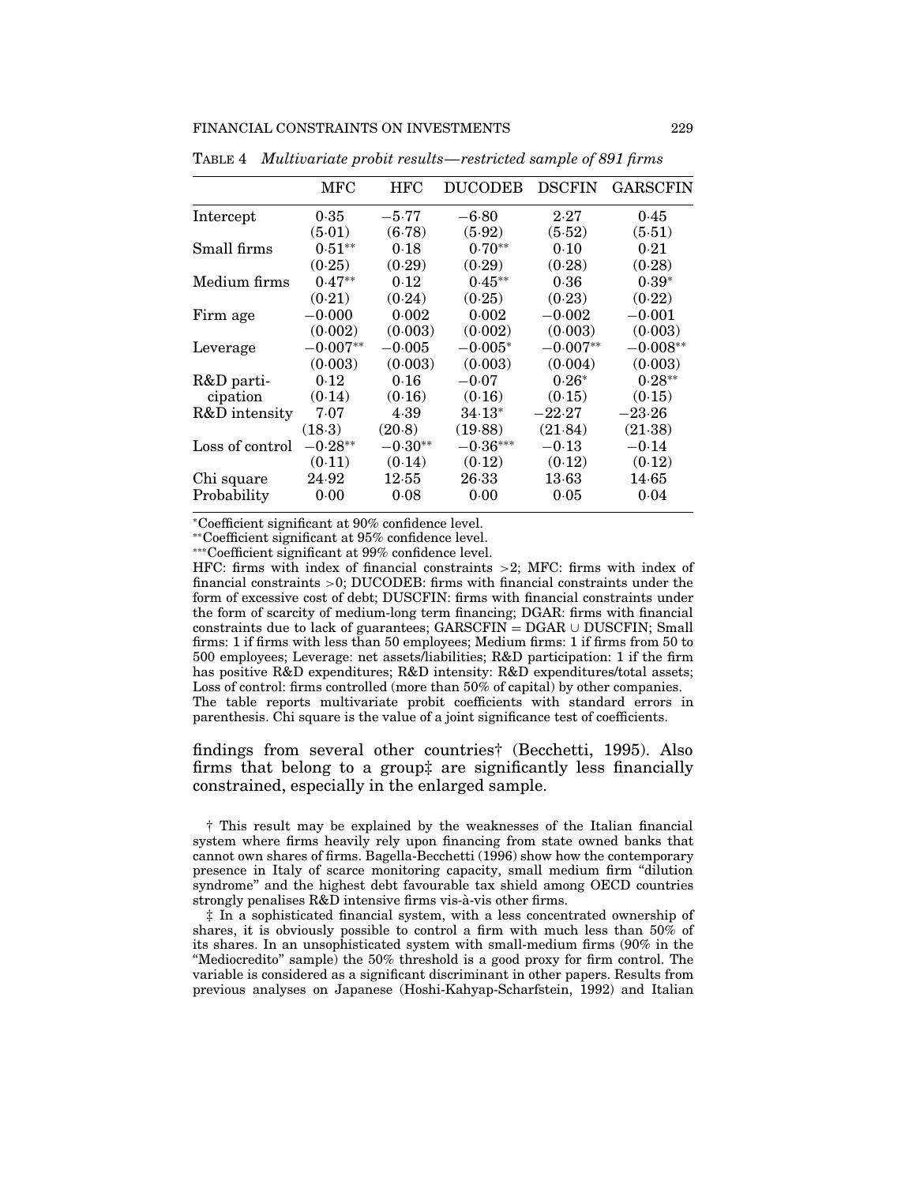TABLE 4 *Multivariate probit results—restricted sample of 891 firms*

| | MFC | HFC | DUCODEB | DSCFIN | GARSCFIN |
|---|---|---|---|---|---|
| Intercept | 0·35 | −5·77 | −6·80 | 2·27 | 0·45 |
| | (5·01) | (6·78) | (5·92) | (5·52) | (5·51) |
| Small firms | 0·51** | 0·18 | 0·70** | 0·10 | 0·21 |
| | (0·25) | (0·29) | (0·29) | (0·28) | (0·28) |
| Medium firms | 0·47** | 0·12 | 0·45** | 0·36 | 0·39* |
| | (0·21) | (0·24) | (0·25) | (0·23) | (0·22) |
| Firm age | −0·000 | 0·002 | 0·002 | −0·002 | −0·001 |
| | (0·002) | (0·003) | (0·002) | (0·003) | (0·003) |
| Leverage | −0·007** | −0·005 | −0·005* | −0·007** | −0·008** |
| | (0·003) | (0·003) | (0·003) | (0·004) | (0·003) |
| R&D participation | 0·12 | 0·16 | −0·07 | 0·26* | 0·28** |
| | (0·14) | (0·16) | (0·16) | (0·15) | (0·15) |
| R&D intensity | 7·07 | 4·39 | 34·13* | −22·27 | −23·26 |
| | (18·3) | (20·8) | (19·88) | (21·84) | (21·38) |
| Loss of control | −0·28** | −0·30** | −0·36*** | −0·13 | −0·14 |
| | (0·11) | (0·14) | (0·12) | (0·12) | (0·12) |
| Chi square | 24·92 | 12·55 | 26·33 | 13·63 | 14·65 |
| Probability | 0·00 | 0·08 | 0·00 | 0·05 | 0·04 |

*Coefficient significant at 90% confidence level.
**Coefficient significant at 95% confidence level.
***Coefficient significant at 99% confidence level.
HFC: firms with index of financial constraints >2; MFC: firms with index of financial constraints >0; DUCODEB: firms with financial constraints under the form of excessive cost of debt; DUSCFIN: firms with financial constraints under the form of scarcity of medium-long term financing; DGAR: firms with financial constraints due to lack of guarantees; GARSCFIN = DGAR ∪ DUSCFIN; Small firms: 1 if firms with less than 50 employees; Medium firms: 1 if firms from 50 to 500 employees; Leverage: net assets/liabilities; R&D participation: 1 if the firm has positive R&D expenditures; R&D intensity: R&D expenditures/total assets; Loss of control: firms controlled (more than 50% of capital) by other companies.
The table reports multivariate probit coefficients with standard errors in parenthesis. Chi square is the value of a joint significance test of coefficients.

findings from several other countries† (Becchetti, 1995). Also firms that belong to a group‡ are significantly less financially constrained, especially in the enlarged sample.

† This result may be explained by the weaknesses of the Italian financial system where firms heavily rely upon financing from state owned banks that cannot own shares of firms. Bagella-Becchetti (1996) show how the contemporary presence in Italy of scarce monitoring capacity, small medium firm "dilution syndrome" and the highest debt favourable tax shield among OECD countries strongly penalises R&D intensive firms vis-à-vis other firms.

‡ In a sophisticated financial system, with a less concentrated ownership of shares, it is obviously possible to control a firm with much less than 50% of its shares. In an unsophisticated system with small-medium firms (90% in the "Mediocredito" sample) the 50% threshold is a good proxy for firm control. The variable is considered as a significant discriminant in other papers. Results from previous analyses on Japanese (Hoshi-Kahyap-Scharfstein, 1992) and Italian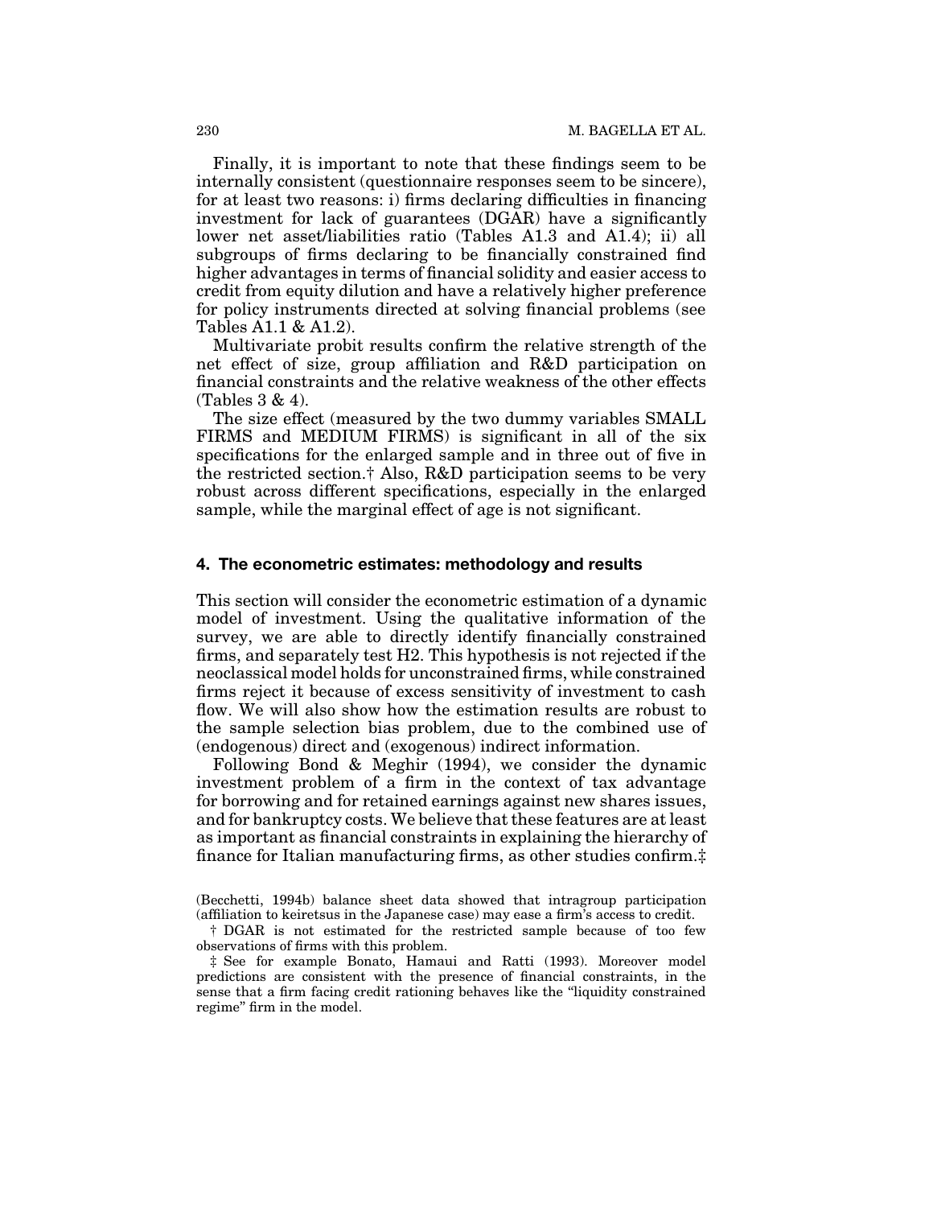Finally, it is important to note that these findings seem to be internally consistent (questionnaire responses seem to be sincere), for at least two reasons: i) firms declaring difficulties in financing investment for lack of guarantees (DGAR) have a significantly lower net asset/liabilities ratio (Tables A1.3 and A1.4); ii) all subgroups of firms declaring to be financially constrained find higher advantages in terms of financial solidity and easier access to credit from equity dilution and have a relatively higher preference for policy instruments directed at solving financial problems (see Tables A1.1 & A1.2).

Multivariate probit results confirm the relative strength of the net effect of size, group affiliation and R&D participation on financial constraints and the relative weakness of the other effects (Tables 3 & 4).

The size effect (measured by the two dummy variables SMALL FIRMS and MEDIUM FIRMS) is significant in all of the six specifications for the enlarged sample and in three out of five in the restricted section.† Also, R&D participation seems to be very robust across different specifications, especially in the enlarged sample, while the marginal effect of age is not significant.

## 4. The econometric estimates: methodology and results

This section will consider the econometric estimation of a dynamic model of investment. Using the qualitative information of the survey, we are able to directly identify financially constrained firms, and separately test H2. This hypothesis is not rejected if the neoclassical model holds for unconstrained firms, while constrained firms reject it because of excess sensitivity of investment to cash flow. We will also show how the estimation results are robust to the sample selection bias problem, due to the combined use of (endogenous) direct and (exogenous) indirect information.

Following Bond & Meghir (1994), we consider the dynamic investment problem of a firm in the context of tax advantage for borrowing and for retained earnings against new shares issues, and for bankruptcy costs. We believe that these features are at least as important as financial constraints in explaining the hierarchy of finance for Italian manufacturing firms, as other studies confirm.‡

(Becchetti, 1994b) balance sheet data showed that intragroup participation (affiliation to keiretsus in the Japanese case) may ease a firm's access to credit.

† DGAR is not estimated for the restricted sample because of too few observations of firms with this problem.

‡ See for example Bonato, Hamaui and Ratti (1993). Moreover model predictions are consistent with the presence of financial constraints, in the sense that a firm facing credit rationing behaves like the "liquidity constrained regime" firm in the model.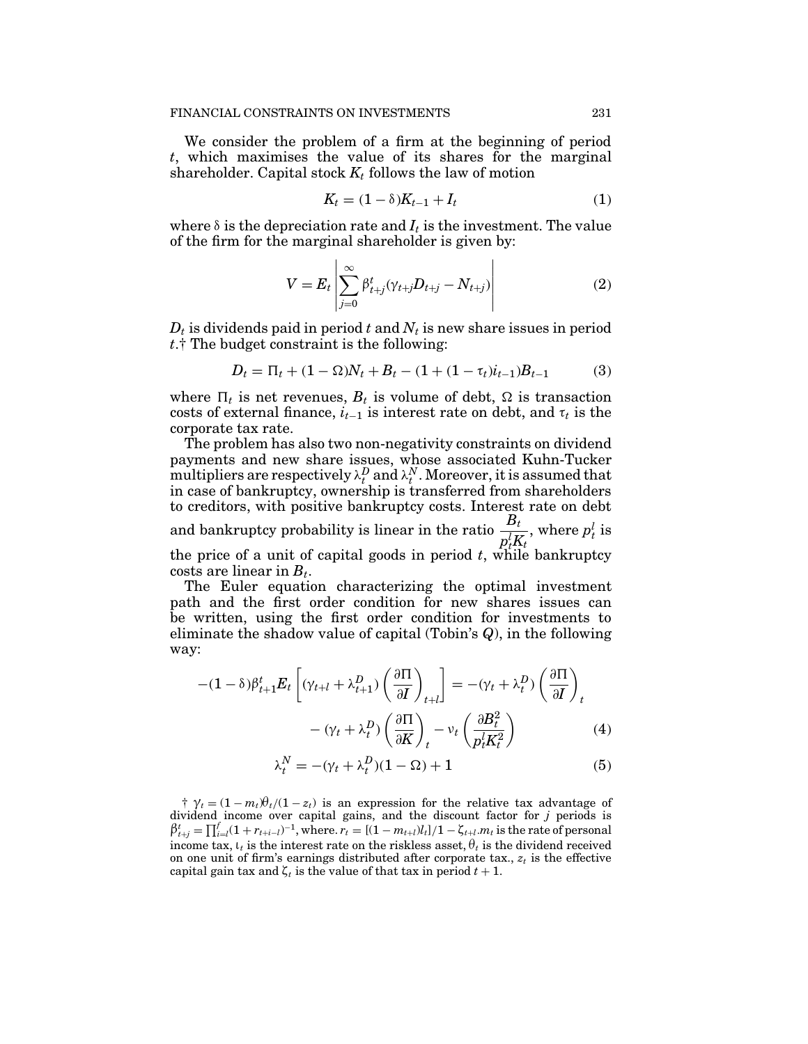We consider the problem of a firm at the beginning of period $t$, which maximises the value of its shares for the marginal shareholder. Capital stock $K_t$ follows the law of motion

$$K_t = (1 - \delta)K_{t-1} + I_t \tag{1}$$

where $\delta$ is the depreciation rate and $I_t$ is the investment. The value of the firm for the marginal shareholder is given by:

$$V = E_t \left| \sum_{j=0}^{\infty} \beta^t_{t+j}(\gamma_{t+j} D_{t+j} - N_{t+j}) \right| \tag{2}$$

$D_t$ is dividends paid in period $t$ and $N_t$ is new share issues in period $t$.† The budget constraint is the following:

$$D_t = \Pi_t + (1 - \Omega)N_t + B_t - (1 + (1 - \tau_t)i_{t-1})B_{t-1} \tag{3}$$

where $\Pi_t$ is net revenues, $B_t$ is volume of debt, $\Omega$ is transaction costs of external finance, $i_{t-1}$ is interest rate on debt, and $\tau_t$ is the corporate tax rate.

The problem has also two non-negativity constraints on dividend payments and new share issues, whose associated Kuhn-Tucker multipliers are respectively $\lambda^D_t$ and $\lambda^N_t$. Moreover, it is assumed that in case of bankruptcy, ownership is transferred from shareholders to creditors, with positive bankruptcy costs. Interest rate on debt and bankruptcy probability is linear in the ratio $\frac{B_t}{p^I_t K_t}$, where $p^I_t$ is the price of a unit of capital goods in period $t$, while bankruptcy costs are linear in $B_t$.

The Euler equation characterizing the optimal investment path and the first order condition for new shares issues can be written, using the first order condition for investments to eliminate the shadow value of capital (Tobin's $Q$), in the following way:

$$-(1-\delta)\beta^t_{t+1} E_t \left[ (\gamma_{t+l} + \lambda^D_{t+1}) \left( \frac{\partial \Pi}{\partial I} \right)_{t+l} \right] = -(\gamma_t + \lambda^D_t) \left( \frac{\partial \Pi}{\partial I} \right)_t - (\gamma_t + \lambda^D_t) \left( \frac{\partial \Pi}{\partial K} \right)_t - \nu_t \left( \frac{\partial B^2_t}{p^I_t K^2_t} \right) \tag{4}$$

$$\lambda^N_t = -(\gamma_t + \lambda^D_t)(1 - \Omega) + 1 \tag{5}$$

† $\gamma_t = (1 - m_t)\theta_t/(1 - z_t)$ is an expression for the relative tax advantage of dividend income over capital gains, and the discount factor for $j$ periods is $\beta^t_{t+j} = \prod^{f}_{i=l}(1 + r_{t+i-l})^{-1}$, where. $r_t = [(1 - m_{t+l})\iota_t]/1 - \zeta_{t+l}.m_t$ is the rate of personal income tax, $\iota_t$ is the interest rate on the riskless asset, $\theta_t$ is the dividend received on one unit of firm's earnings distributed after corporate tax., $z_t$ is the effective capital gain tax and $\zeta_t$ is the value of that tax in period $t + 1$.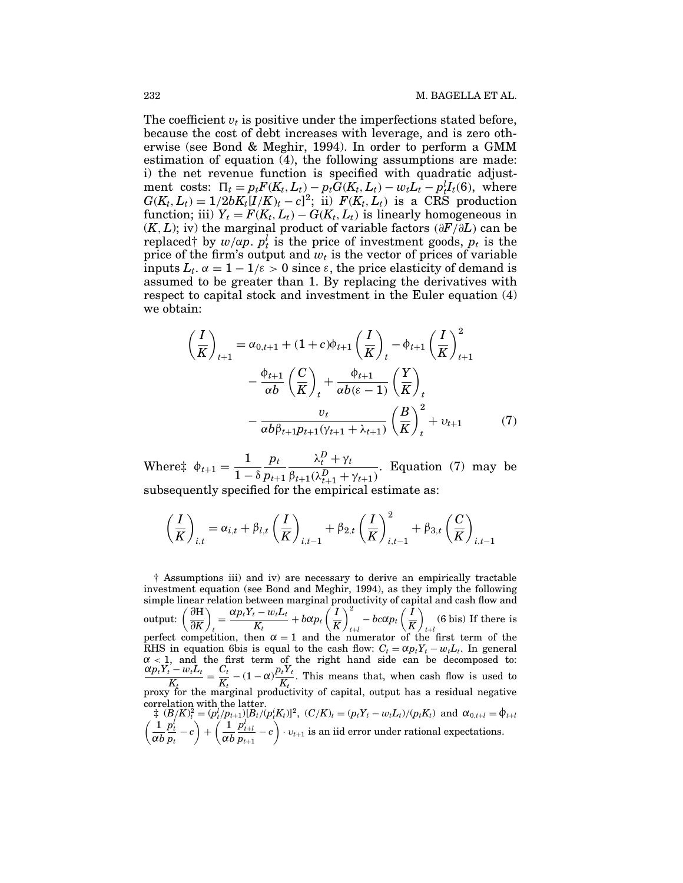The coefficient $v_t$ is positive under the imperfections stated before, because the cost of debt increases with leverage, and is zero otherwise (see Bond & Meghir, 1994). In order to perform a GMM estimation of equation (4), the following assumptions are made: i) the net revenue function is specified with quadratic adjustment costs: $\Pi_t = p_t F(K_t, L_t) - p_t G(K_t, L_t) - w_t L_t - p_t^I I_t (6)$, where $G(K_t, L_t) = 1/2bK_t[I/K)_t - c]^2$; ii) $F(K_t, L_t)$ is a CRS production function; iii) $Y_t = F(K_t, L_t) - G(K_t, L_t)$ is linearly homogeneous in $(K, L)$; iv) the marginal product of variable factors $(\partial F/\partial L)$ can be replaced† by $w/\alpha p$. $p_t^I$ is the price of investment goods, $p_t$ is the price of the firm's output and $w_t$ is the vector of prices of variable inputs $L_t$. $\alpha = 1 - 1/\varepsilon > 0$ since $\varepsilon$, the price elasticity of demand is assumed to be greater than 1. By replacing the derivatives with respect to capital stock and investment in the Euler equation (4) we obtain:

$$\left(\frac{I}{K}\right)_{t+1} = \alpha_{0,t+1} + (1+c)\phi_{t+1}\left(\frac{I}{K}\right)_t - \phi_{t+1}\left(\frac{I}{K}\right)^2_{t+1} - \frac{\phi_{t+1}}{\alpha b}\left(\frac{C}{K}\right)_t + \frac{\phi_{t+1}}{\alpha b(\varepsilon - 1)}\left(\frac{Y}{K}\right)_t - \frac{v_t}{\alpha b \beta_{t+1} p_{t+1}(\gamma_{t+1} + \lambda_{t+1})}\left(\frac{B}{K}\right)^2_t + \upsilon_{t+1} \quad (7)$$

Where‡ $\phi_{t+1} = \dfrac{1}{1-\delta}\dfrac{p_t}{p_{t+1}}\dfrac{\lambda_t^D + \gamma_t}{\beta_{t+1}(\lambda_{t+1}^D + \gamma_{t+1})}$. Equation (7) may be subsequently specified for the empirical estimate as:

$$\left(\frac{I}{K}\right)_{i,t} = \alpha_{i,t} + \beta_{l,t}\left(\frac{I}{K}\right)_{i,t-1} + \beta_{2,t}\left(\frac{I}{K}\right)^2_{i,t-1} + \beta_{3,t}\left(\frac{C}{K}\right)_{i,t-1}$$

† Assumptions iii) and iv) are necessary to derive an empirically tractable investment equation (see Bond and Meghir, 1994), as they imply the following simple linear relation between marginal productivity of capital and cash flow and output: $\left(\dfrac{\partial H}{\partial K}\right)_t = \dfrac{\alpha p_t Y_t - w_t L_t}{K_t} + b\alpha p_t \left(\dfrac{I}{K}\right)^2_{t+l} - bc\alpha p_t \left(\dfrac{I}{K}\right)_{t+l}$ (6 bis) If there is perfect competition, then $\alpha = 1$ and the numerator of the first term of the RHS in equation 6bis is equal to the cash flow: $C_t = \alpha p_t Y_t - w_t L_t$. In general $\alpha < 1$, and the first term of the right hand side can be decomposed to: $\dfrac{\alpha p_t Y_t - w_t L_t}{K_t} = \dfrac{C_t}{K_t} - (1-\alpha)\dfrac{p_t Y_t}{K_t}$. This means that, when cash flow is used to proxy for the marginal productivity of capital, output has a residual negative correlation with the latter.

‡ $(B/K)_t^2 = (p_t^I/p_{t+1})[B_t/(p_t^I K_t)]^2$, $(C/K)_t = (p_t Y_t - w_t L_t)/(p_t K_t)$ and $\alpha_{0,t+l} = \phi_{t+l}\left(\dfrac{1}{\alpha b}\dfrac{p_t^I}{p_t} - c\right) + \left(\dfrac{1}{\alpha b}\dfrac{p_{t+l}^I}{p_{t+1}} - c\right) \cdot \upsilon_{t+1}$ is an iid error under rational expectations.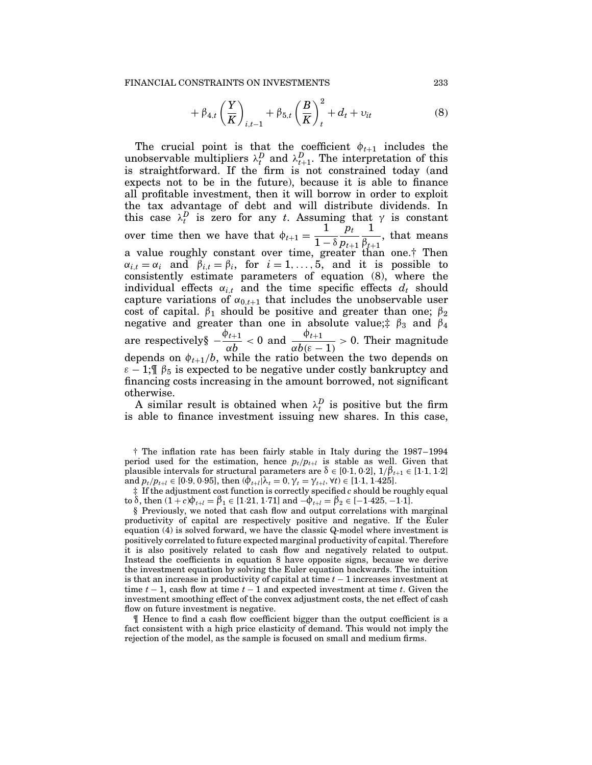$$+ \beta_{4,t}\left(\frac{Y}{K}\right)_{i,t-1} + \beta_{5,t}\left(\frac{B}{K}\right)^2_t + d_t + \upsilon_{it} \tag{8}$$

The crucial point is that the coefficient $\phi_{t+1}$ includes the unobservable multipliers $\lambda_t^D$ and $\lambda_{t+1}^D$. The interpretation of this is straightforward. If the firm is not constrained today (and expects not to be in the future), because it is able to finance all profitable investment, then it will borrow in order to exploit the tax advantage of debt and will distribute dividends. In this case $\lambda_t^D$ is zero for any $t$. Assuming that $\gamma$ is constant over time then we have that $\phi_{t+1} = \frac{1}{1-\delta}\frac{p_t}{p_{t+1}}\frac{1}{\beta_{t+1}}$, that means a value roughly constant over time, greater than one.† Then $\alpha_{i,t} = \alpha_i$ and $\beta_{i,t} = \beta_i$, for $i = 1, \ldots, 5$, and it is possible to consistently estimate parameters of equation (8), where the individual effects $\alpha_{i,t}$ and the time specific effects $d_t$ should capture variations of $\alpha_{0,t+1}$ that includes the unobservable user cost of capital. $\beta_1$ should be positive and greater than one; $\beta_2$ negative and greater than one in absolute value;‡ $\beta_3$ and $\beta_4$ are respectively§ $-\frac{\phi_{t+1}}{\alpha b} < 0$ and $\frac{\phi_{t+1}}{\alpha b(\varepsilon - 1)} > 0$. Their magnitude depends on $\phi_{t+1}/b$, while the ratio between the two depends on $\varepsilon - 1$;¶ $\beta_5$ is expected to be negative under costly bankruptcy and financing costs increasing in the amount borrowed, not significant otherwise.

A similar result is obtained when $\lambda_t^D$ is positive but the firm is able to finance investment issuing new shares. In this case,

† The inflation rate has been fairly stable in Italy during the 1987–1994 period used for the estimation, hence $p_t/p_{t+l}$ is stable as well. Given that plausible intervals for structural parameters are $\delta \in [0{\cdot}1, 0{\cdot}2]$, $1/\beta_{t+1} \in [1{\cdot}1, 1{\cdot}2]$ and $p_t/p_{t+l} \in [0{\cdot}9, 0{\cdot}95]$, then $(\phi_{t+l}|\lambda_t = 0, \gamma_t = \gamma_{t+l}, \forall t) \in [1{\cdot}1, 1{\cdot}425]$.

‡ If the adjustment cost function is correctly specified $c$ should be roughly equal to $\delta$, then $(1+c)\phi_{t+l} = \beta_1 \in [1{\cdot}21, 1{\cdot}71]$ and $-\phi_{t+l} = \beta_2 \in [-1{\cdot}425, -1{\cdot}1]$.

§ Previously, we noted that cash flow and output correlations with marginal productivity of capital are respectively positive and negative. If the Euler equation (4) is solved forward, we have the classic Q-model where investment is positively correlated to future expected marginal productivity of capital. Therefore it is also positively related to cash flow and negatively related to output. Instead the coefficients in equation 8 have opposite signs, because we derive the investment equation by solving the Euler equation backwards. The intuition is that an increase in productivity of capital at time $t-1$ increases investment at time $t-1$, cash flow at time $t-1$ and expected investment at time $t$. Given the investment smoothing effect of the convex adjustment costs, the net effect of cash flow on future investment is negative.

¶ Hence to find a cash flow coefficient bigger than the output coefficient is a fact consistent with a high price elasticity of demand. This would not imply the rejection of the model, as the sample is focused on small and medium firms.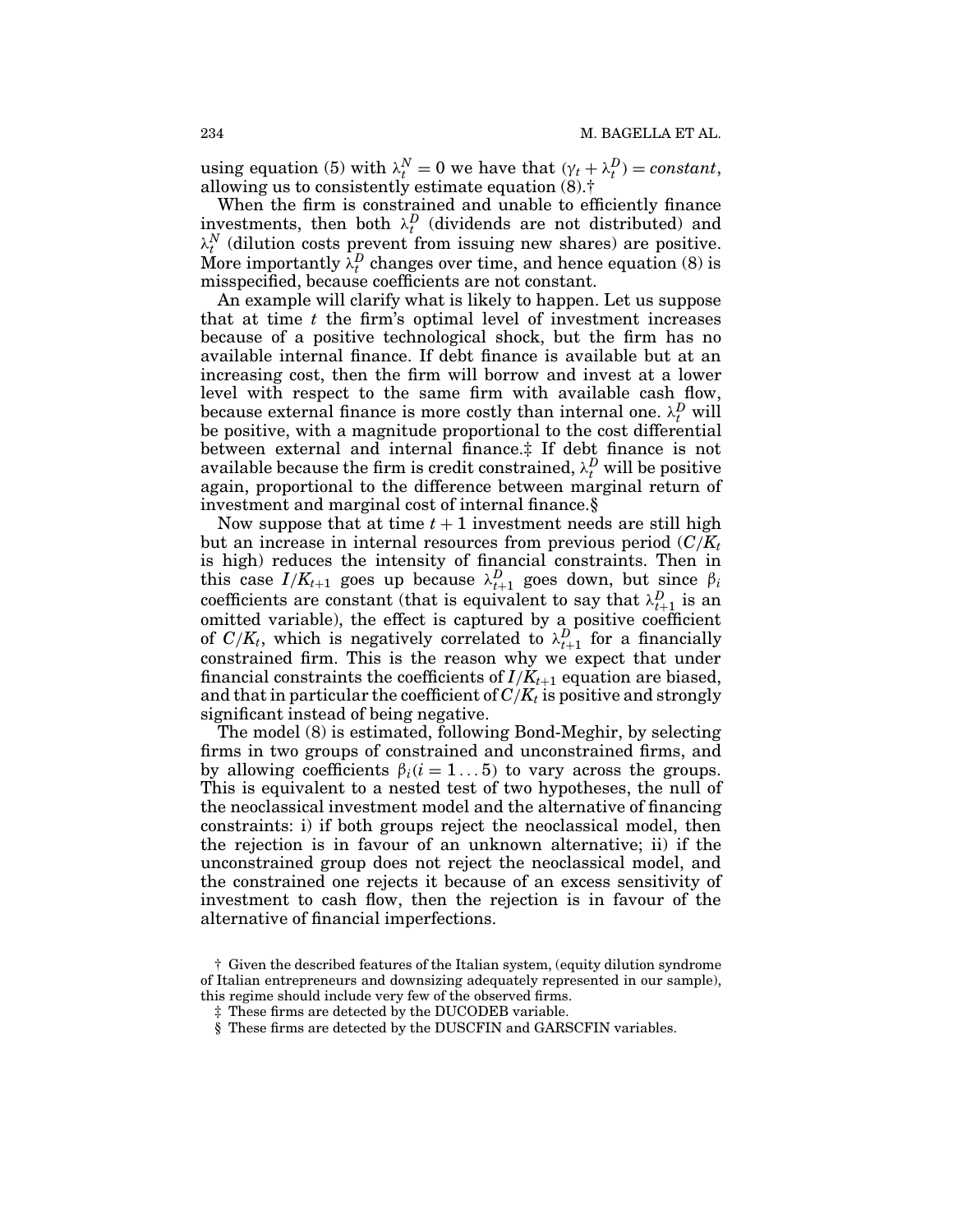using equation (5) with $\lambda_t^N = 0$ we have that $(\gamma_t + \lambda_t^D) = constant$, allowing us to consistently estimate equation (8).†

When the firm is constrained and unable to efficiently finance investments, then both $\lambda_t^D$ (dividends are not distributed) and $\lambda_t^N$ (dilution costs prevent from issuing new shares) are positive. More importantly $\lambda_t^D$ changes over time, and hence equation (8) is misspecified, because coefficients are not constant.

An example will clarify what is likely to happen. Let us suppose that at time $t$ the firm's optimal level of investment increases because of a positive technological shock, but the firm has no available internal finance. If debt finance is available but at an increasing cost, then the firm will borrow and invest at a lower level with respect to the same firm with available cash flow, because external finance is more costly than internal one. $\lambda_t^D$ will be positive, with a magnitude proportional to the cost differential between external and internal finance.‡ If debt finance is not available because the firm is credit constrained, $\lambda_t^D$ will be positive again, proportional to the difference between marginal return of investment and marginal cost of internal finance.§

Now suppose that at time $t+1$ investment needs are still high but an increase in internal resources from previous period ($C/K_t$ is high) reduces the intensity of financial constraints. Then in this case $I/K_{t+1}$ goes up because $\lambda_{t+1}^D$ goes down, but since $\beta_i$ coefficients are constant (that is equivalent to say that $\lambda_{t+1}^D$ is an omitted variable), the effect is captured by a positive coefficient of $C/K_t$, which is negatively correlated to $\lambda_{t+1}^D$ for a financially constrained firm. This is the reason why we expect that under financial constraints the coefficients of $I/K_{t+1}$ equation are biased, and that in particular the coefficient of $C/K_t$ is positive and strongly significant instead of being negative.

The model (8) is estimated, following Bond-Meghir, by selecting firms in two groups of constrained and unconstrained firms, and by allowing coefficients $\beta_i (i = 1 \ldots 5)$ to vary across the groups. This is equivalent to a nested test of two hypotheses, the null of the neoclassical investment model and the alternative of financing constraints: i) if both groups reject the neoclassical model, then the rejection is in favour of an unknown alternative; ii) if the unconstrained group does not reject the neoclassical model, and the constrained one rejects it because of an excess sensitivity of investment to cash flow, then the rejection is in favour of the alternative of financial imperfections.

† Given the described features of the Italian system, (equity dilution syndrome of Italian entrepreneurs and downsizing adequately represented in our sample), this regime should include very few of the observed firms.

‡ These firms are detected by the DUCODEB variable.

§ These firms are detected by the DUSCFIN and GARSCFIN variables.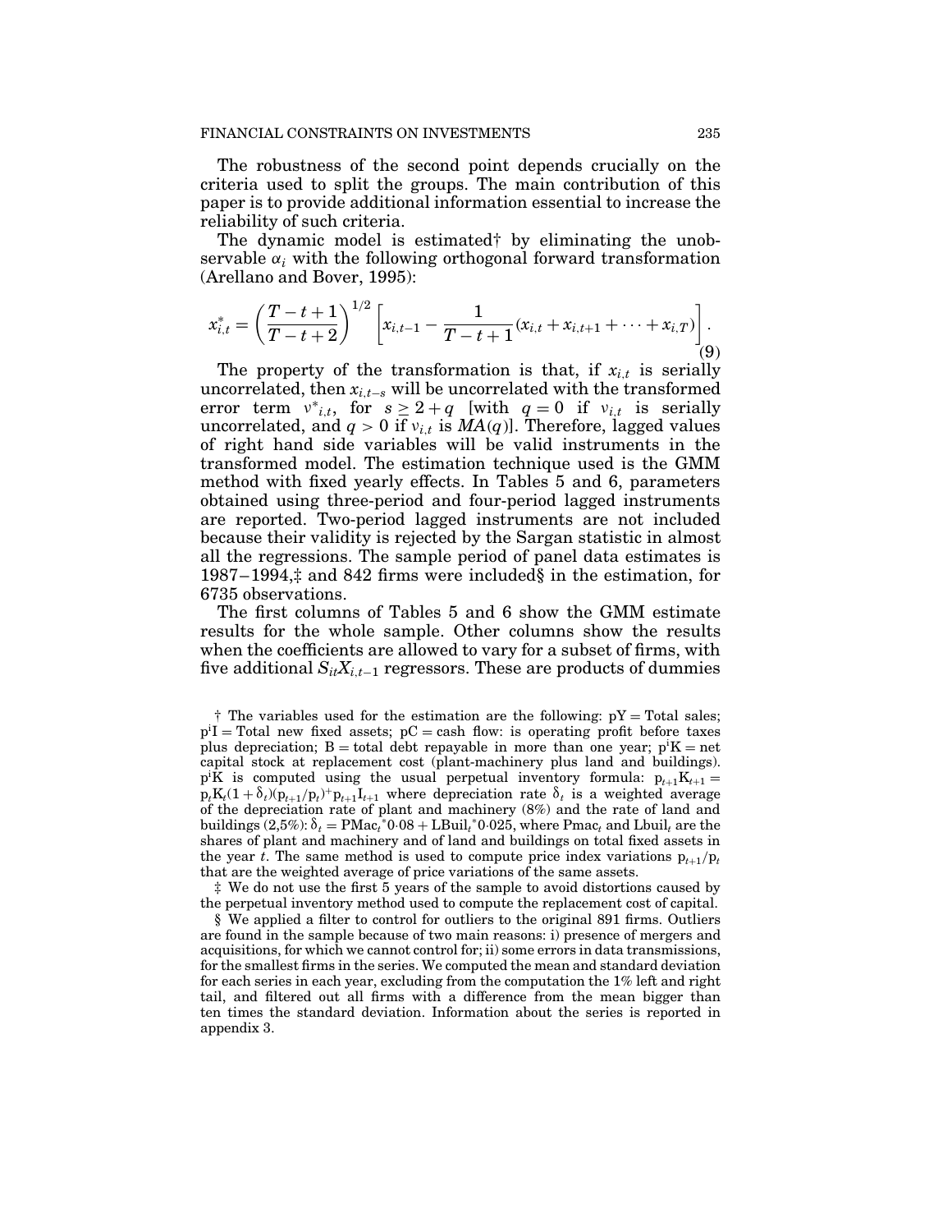The robustness of the second point depends crucially on the criteria used to split the groups. The main contribution of this paper is to provide additional information essential to increase the reliability of such criteria.

The dynamic model is estimated† by eliminating the unobservable $\alpha_i$ with the following orthogonal forward transformation (Arellano and Bover, 1995):

$$x^*_{i,t} = \left(\frac{T-t+1}{T-t+2}\right)^{1/2}\left[x_{i,t-1} - \frac{1}{T-t+1}(x_{i,t} + x_{i,t+1} + \cdots + x_{i,T})\right]. \tag{9}$$

The property of the transformation is that, if $x_{i,t}$ is serially uncorrelated, then $x_{i,t-s}$ will be uncorrelated with the transformed error term $v^*_{i,t}$, for $s \geq 2 + q$ [with $q = 0$ if $v_{i,t}$ is serially uncorrelated, and $q > 0$ if $v_{i,t}$ is $MA(q)$]. Therefore, lagged values of right hand side variables will be valid instruments in the transformed model. The estimation technique used is the GMM method with fixed yearly effects. In Tables 5 and 6, parameters obtained using three-period and four-period lagged instruments are reported. Two-period lagged instruments are not included because their validity is rejected by the Sargan statistic in almost all the regressions. The sample period of panel data estimates is 1987–1994,‡ and 842 firms were included§ in the estimation, for 6735 observations.

The first columns of Tables 5 and 6 show the GMM estimate results for the whole sample. Other columns show the results when the coefficients are allowed to vary for a subset of firms, with five additional $S_{it}X_{i,t-1}$ regressors. These are products of dummies

† The variables used for the estimation are the following: pY = Total sales; $p^iI$ = Total new fixed assets; pC = cash flow: is operating profit before taxes plus depreciation; B = total debt repayable in more than one year; $p^iK$ = net capital stock at replacement cost (plant-machinery plus land and buildings). $p^iK$ is computed using the usual perpetual inventory formula: $p_{t+1}K_{t+1} = p_tK_t(1+\delta_t)(p_{t+1}/p_t)^{+}p_{t+1}I_{t+1}$ where depreciation rate $\delta_t$ is a weighted average of the depreciation rate of plant and machinery (8%) and the rate of land and buildings (2,5%): $\delta_t = \mathrm{PMac}_t{}^*0{\cdot}08 + \mathrm{LBuil}_t{}^*0{\cdot}025$, where $\mathrm{Pmac}_t$ and $\mathrm{Lbuil}_t$ are the shares of plant and machinery and of land and buildings on total fixed assets in the year $t$. The same method is used to compute price index variations $p_{t+1}/p_t$ that are the weighted average of price variations of the same assets.

‡ We do not use the first 5 years of the sample to avoid distortions caused by the perpetual inventory method used to compute the replacement cost of capital.

§ We applied a filter to control for outliers to the original 891 firms. Outliers are found in the sample because of two main reasons: i) presence of mergers and acquisitions, for which we cannot control for; ii) some errors in data transmissions, for the smallest firms in the series. We computed the mean and standard deviation for each series in each year, excluding from the computation the 1% left and right tail, and filtered out all firms with a difference from the mean bigger than ten times the standard deviation. Information about the series is reported in appendix 3.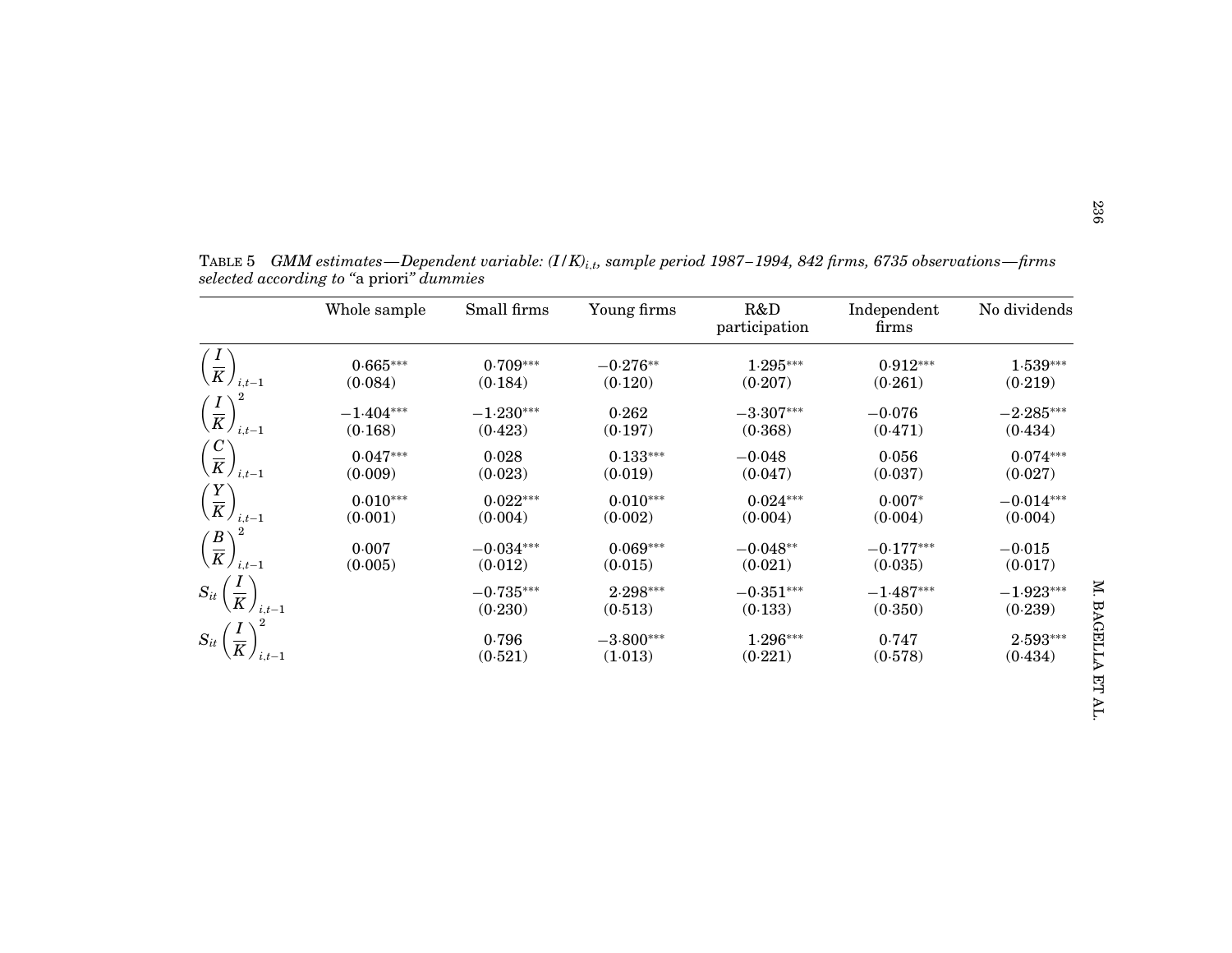TABLE 5 *GMM estimates—Dependent variable: $(I/K)_{i,t}$, sample period 1987–1994, 842 firms, 6735 observations—firms selected according to* "a priori" *dummies*

| | Whole sample | Small firms | Young firms | R&D participation | Independent firms | No dividends |
|---|---|---|---|---|---|---|
| $\left(\frac{I}{K}\right)_{i,t-1}$ | 0·665*** | 0·709*** | −0·276** | 1·295*** | 0·912*** | 1·539*** |
| | (0·084) | (0·184) | (0·120) | (0·207) | (0·261) | (0·219) |
| $\left(\frac{I}{K}\right)^2_{i,t-1}$ | −1·404*** | −1·230*** | 0·262 | −3·307*** | −0·076 | −2·285*** |
| | (0·168) | (0·423) | (0·197) | (0·368) | (0·471) | (0·434) |
| $\left(\frac{C}{K}\right)_{i,t-1}$ | 0·047*** | 0·028 | 0·133*** | −0·048 | 0·056 | 0·074*** |
| | (0·009) | (0·023) | (0·019) | (0·047) | (0·037) | (0·027) |
| $\left(\frac{Y}{K}\right)_{i,t-1}$ | 0·010*** | 0·022*** | 0·010*** | 0·024*** | 0·007* | −0·014*** |
| | (0·001) | (0·004) | (0·002) | (0·004) | (0·004) | (0·004) |
| $\left(\frac{B}{K}\right)^2_{i,t-1}$ | 0·007 | −0·034*** | 0·069*** | −0·048** | −0·177*** | −0·015 |
| | (0·005) | (0·012) | (0·015) | (0·021) | (0·035) | (0·017) |
| $S_{it}\left(\frac{I}{K}\right)_{i,t-1}$ | | −0·735*** | 2·298*** | −0·351*** | −1·487*** | −1·923*** |
| | | (0·230) | (0·513) | (0·133) | (0·350) | (0·239) |
| $S_{it}\left(\frac{I}{K}\right)^2_{i,t-1}$ | | 0·796 | −3·800*** | 1·296*** | 0·747 | 2·593*** |
| | | (0·521) | (1·013) | (0·221) | (0·578) | (0·434) |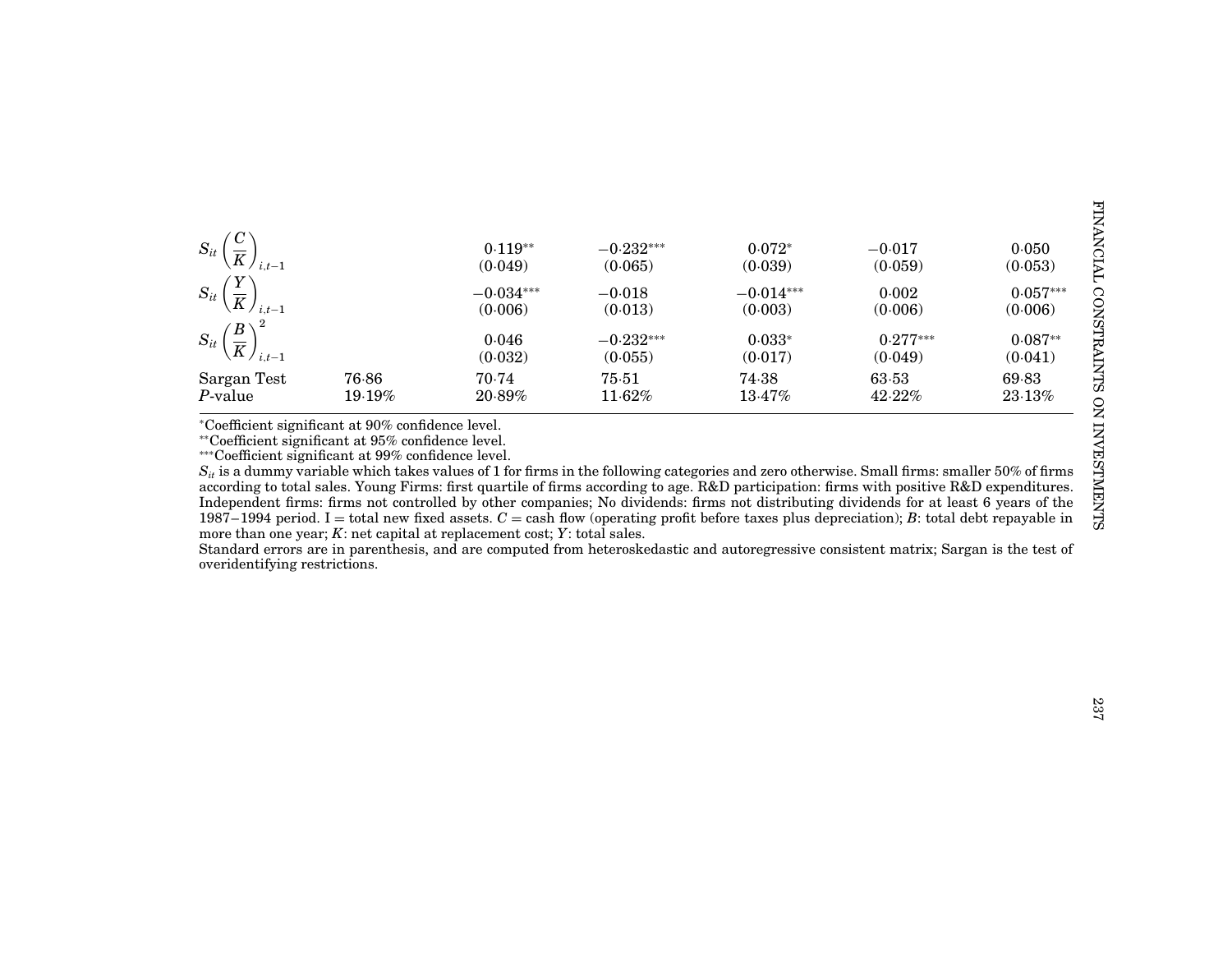| | | | | | | |
|---|---|---|---|---|---|---|
| $S_{it}\left(\frac{C}{K}\right)_{i,t-1}$ | | 0·119** | −0·232*** | 0·072* | −0·017 | 0·050 |
| | | (0·049) | (0·065) | (0·039) | (0·059) | (0·053) |
| $S_{it}\left(\frac{Y}{K}\right)_{i,t-1}$ | | −0·034*** | −0·018 | −0·014*** | 0·002 | 0·057*** |
| | | (0·006) | (0·013) | (0·003) | (0·006) | (0·006) |
| $S_{it}\left(\frac{B}{K}\right)^2_{i,t-1}$ | | 0·046 | −0·232*** | 0·033* | 0·277*** | 0·087** |
| | | (0·032) | (0·055) | (0·017) | (0·049) | (0·041) |
| Sargan Test | 76·86 | 70·74 | 75·51 | 74·38 | 63·53 | 69·83 |
| *P*-value | 19·19% | 20·89% | 11·62% | 13·47% | 42·22% | 23·13% |

*Coefficient significant at 90% confidence level.

**Coefficient significant at 95% confidence level.

***Coefficient significant at 99% confidence level.

$S_{it}$ is a dummy variable which takes values of 1 for firms in the following categories and zero otherwise. Small firms: smaller 50% of firms according to total sales. Young Firms: first quartile of firms according to age. R&D participation: firms with positive R&D expenditures. Independent firms: firms not controlled by other companies; No dividends: firms not distributing dividends for at least 6 years of the 1987−1994 period. I = total new fixed assets. $C$ = cash flow (operating profit before taxes plus depreciation); $B$: total debt repayable in more than one year; $K$: net capital at replacement cost; $Y$: total sales.

Standard errors are in parenthesis, and are computed from heteroskedastic and autoregressive consistent matrix; Sargan is the test of overidentifying restrictions.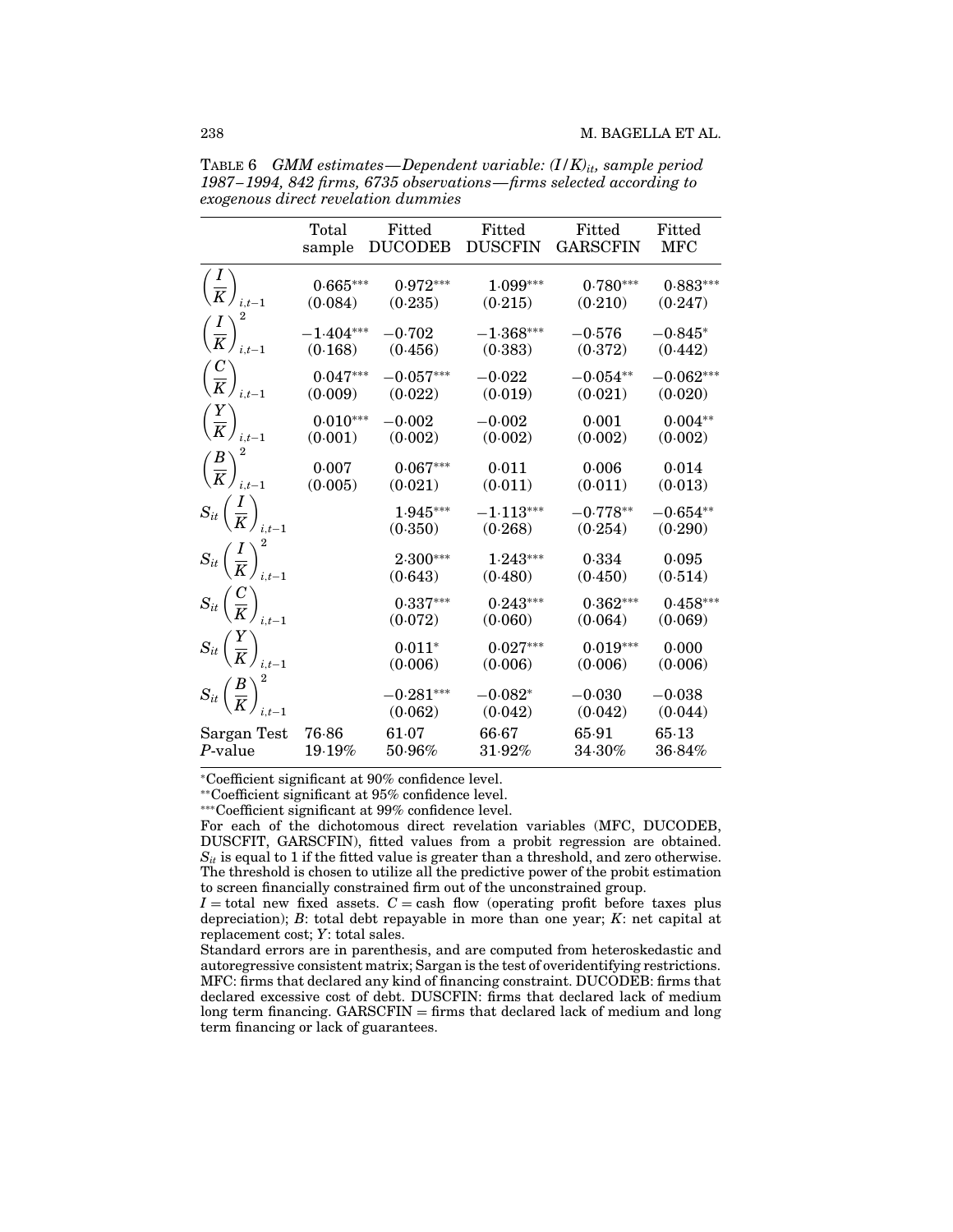TABLE 6 *GMM estimates—Dependent variable: $(I/K)_{it}$, sample period 1987–1994, 842 firms, 6735 observations—firms selected according to exogenous direct revelation dummies*

| | Total sample | Fitted DUCODEB | Fitted DUSCFIN | Fitted GARSCFIN | Fitted MFC |
|---|---|---|---|---|---|
| $\left(\frac{I}{K}\right)_{i,t-1}$ | 0·665*** | 0·972*** | 1·099*** | 0·780*** | 0·883*** |
| | (0·084) | (0·235) | (0·215) | (0·210) | (0·247) |
| $\left(\frac{I}{K}\right)^2_{i,t-1}$ | −1·404*** | −0·702 | −1·368*** | −0·576 | −0·845* |
| | (0·168) | (0·456) | (0·383) | (0·372) | (0·442) |
| $\left(\frac{C}{K}\right)_{i,t-1}$ | 0·047*** | −0·057*** | −0·022 | −0·054** | −0·062*** |
| | (0·009) | (0·022) | (0·019) | (0·021) | (0·020) |
| $\left(\frac{Y}{K}\right)_{i,t-1}$ | 0·010*** | −0·002 | −0·002 | 0·001 | 0·004** |
| | (0·001) | (0·002) | (0·002) | (0·002) | (0·002) |
| $\left(\frac{B}{K}\right)^2_{i,t-1}$ | 0·007 | 0·067*** | 0·011 | 0·006 | 0·014 |
| | (0·005) | (0·021) | (0·011) | (0·011) | (0·013) |
| $S_{it}\left(\frac{I}{K}\right)_{i,t-1}$ | | 1·945*** | −1·113*** | −0·778** | −0·654** |
| | | (0·350) | (0·268) | (0·254) | (0·290) |
| $S_{it}\left(\frac{I}{K}\right)^2_{i,t-1}$ | | 2·300*** | 1·243*** | 0·334 | 0·095 |
| | | (0·643) | (0·480) | (0·450) | (0·514) |
| $S_{it}\left(\frac{C}{K}\right)_{i,t-1}$ | | 0·337*** | 0·243*** | 0·362*** | 0·458*** |
| | | (0·072) | (0·060) | (0·064) | (0·069) |
| $S_{it}\left(\frac{Y}{K}\right)_{i,t-1}$ | | 0·011* | 0·027*** | 0·019*** | 0·000 |
| | | (0·006) | (0·006) | (0·006) | (0·006) |
| $S_{it}\left(\frac{B}{K}\right)^2_{i,t-1}$ | | −0·281*** | −0·082* | −0·030 | −0·038 |
| | | (0·062) | (0·042) | (0·042) | (0·044) |
| Sargan Test | 76·86 | 61·07 | 66·67 | 65·91 | 65·13 |
| *P*-value | 19·19% | 50·96% | 31·92% | 34·30% | 36·84% |

*Coefficient significant at 90% confidence level.
**Coefficient significant at 95% confidence level.
***Coefficient significant at 99% confidence level.
For each of the dichotomous direct revelation variables (MFC, DUCODEB, DUSCFIT, GARSCFIN), fitted values from a probit regression are obtained. $S_{it}$ is equal to 1 if the fitted value is greater than a threshold, and zero otherwise. The threshold is chosen to utilize all the predictive power of the probit estimation to screen financially constrained firm out of the unconstrained group.
$I$ = total new fixed assets. $C$ = cash flow (operating profit before taxes plus depreciation); $B$: total debt repayable in more than one year; $K$: net capital at replacement cost; $Y$: total sales.
Standard errors are in parenthesis, and are computed from heteroskedastic and autoregressive consistent matrix; Sargan is the test of overidentifying restrictions. MFC: firms that declared any kind of financing constraint. DUCODEB: firms that declared excessive cost of debt. DUSCFIN: firms that declared lack of medium long term financing. GARSCFIN = firms that declared lack of medium and long term financing or lack of guarantees.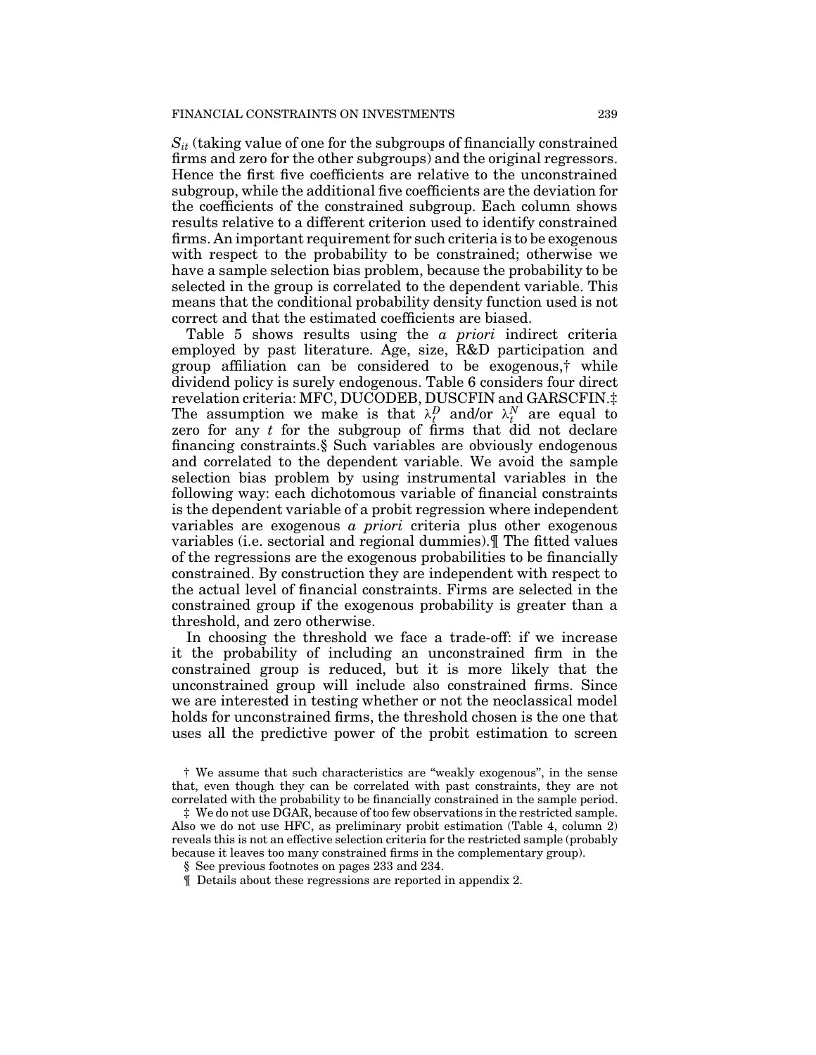$S_{it}$ (taking value of one for the subgroups of financially constrained firms and zero for the other subgroups) and the original regressors. Hence the first five coefficients are relative to the unconstrained subgroup, while the additional five coefficients are the deviation for the coefficients of the constrained subgroup. Each column shows results relative to a different criterion used to identify constrained firms. An important requirement for such criteria is to be exogenous with respect to the probability to be constrained; otherwise we have a sample selection bias problem, because the probability to be selected in the group is correlated to the dependent variable. This means that the conditional probability density function used is not correct and that the estimated coefficients are biased.

Table 5 shows results using the *a priori* indirect criteria employed by past literature. Age, size, R&D participation and group affiliation can be considered to be exogenous,† while dividend policy is surely endogenous. Table 6 considers four direct revelation criteria: MFC, DUCODEB, DUSCFIN and GARSCFIN.‡ The assumption we make is that $\lambda_t^D$ and/or $\lambda_t^N$ are equal to zero for any $t$ for the subgroup of firms that did not declare financing constraints.§ Such variables are obviously endogenous and correlated to the dependent variable. We avoid the sample selection bias problem by using instrumental variables in the following way: each dichotomous variable of financial constraints is the dependent variable of a probit regression where independent variables are exogenous *a priori* criteria plus other exogenous variables (i.e. sectorial and regional dummies).¶ The fitted values of the regressions are the exogenous probabilities to be financially constrained. By construction they are independent with respect to the actual level of financial constraints. Firms are selected in the constrained group if the exogenous probability is greater than a threshold, and zero otherwise.

In choosing the threshold we face a trade-off: if we increase it the probability of including an unconstrained firm in the constrained group is reduced, but it is more likely that the unconstrained group will include also constrained firms. Since we are interested in testing whether or not the neoclassical model holds for unconstrained firms, the threshold chosen is the one that uses all the predictive power of the probit estimation to screen

† We assume that such characteristics are "weakly exogenous", in the sense that, even though they can be correlated with past constraints, they are not correlated with the probability to be financially constrained in the sample period.

‡ We do not use DGAR, because of too few observations in the restricted sample. Also we do not use HFC, as preliminary probit estimation (Table 4, column 2) reveals this is not an effective selection criteria for the restricted sample (probably because it leaves too many constrained firms in the complementary group).

§ See previous footnotes on pages 233 and 234.

¶ Details about these regressions are reported in appendix 2.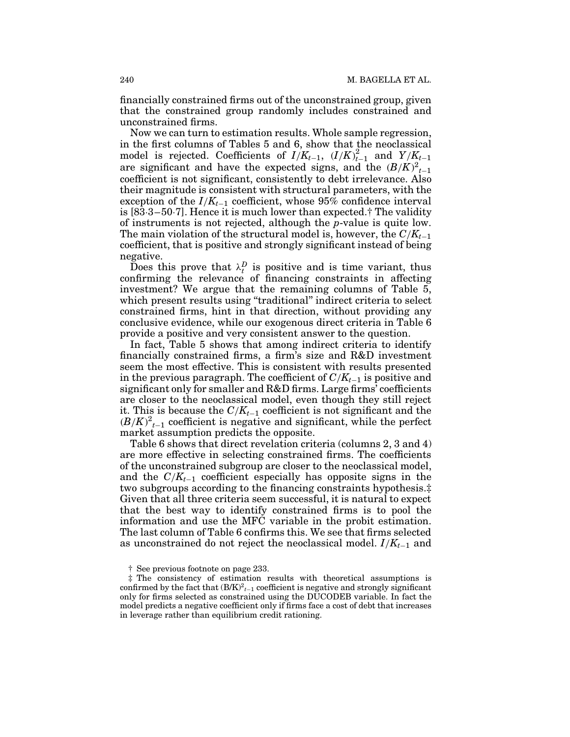financially constrained firms out of the unconstrained group, given that the constrained group randomly includes constrained and unconstrained firms.

Now we can turn to estimation results. Whole sample regression, in the first columns of Tables 5 and 6, show that the neoclassical model is rejected. Coefficients of $I/K_{t-1}$, $(I/K)^2_{t-1}$ and $Y/K_{t-1}$ are significant and have the expected signs, and the $(B/K)^2_{t-1}$ coefficient is not significant, consistently to debt irrelevance. Also their magnitude is consistent with structural parameters, with the exception of the $I/K_{t-1}$ coefficient, whose 95% confidence interval is [83·3–50·7]. Hence it is much lower than expected.† The validity of instruments is not rejected, although the $p$-value is quite low. The main violation of the structural model is, however, the $C/K_{t-1}$ coefficient, that is positive and strongly significant instead of being negative.

Does this prove that $\lambda_t^D$ is positive and is time variant, thus confirming the relevance of financing constraints in affecting investment? We argue that the remaining columns of Table 5, which present results using "traditional" indirect criteria to select constrained firms, hint in that direction, without providing any conclusive evidence, while our exogenous direct criteria in Table 6 provide a positive and very consistent answer to the question.

In fact, Table 5 shows that among indirect criteria to identify financially constrained firms, a firm's size and R&D investment seem the most effective. This is consistent with results presented in the previous paragraph. The coefficient of $C/K_{t-1}$ is positive and significant only for smaller and R&D firms. Large firms' coefficients are closer to the neoclassical model, even though they still reject it. This is because the $C/K_{t-1}$ coefficient is not significant and the $(B/K)^2_{t-1}$ coefficient is negative and significant, while the perfect market assumption predicts the opposite.

Table 6 shows that direct revelation criteria (columns 2, 3 and 4) are more effective in selecting constrained firms. The coefficients of the unconstrained subgroup are closer to the neoclassical model, and the $C/K_{t-1}$ coefficient especially has opposite signs in the two subgroups according to the financing constraints hypothesis.‡ Given that all three criteria seem successful, it is natural to expect that the best way to identify constrained firms is to pool the information and use the MFC variable in the probit estimation. The last column of Table 6 confirms this. We see that firms selected as unconstrained do not reject the neoclassical model. $I/K_{t-1}$ and

† See previous footnote on page 233.

‡ The consistency of estimation results with theoretical assumptions is confirmed by the fact that $(B/K)^2_{t-1}$ coefficient is negative and strongly significant only for firms selected as constrained using the DUCODEB variable. In fact the model predicts a negative coefficient only if firms face a cost of debt that increases in leverage rather than equilibrium credit rationing.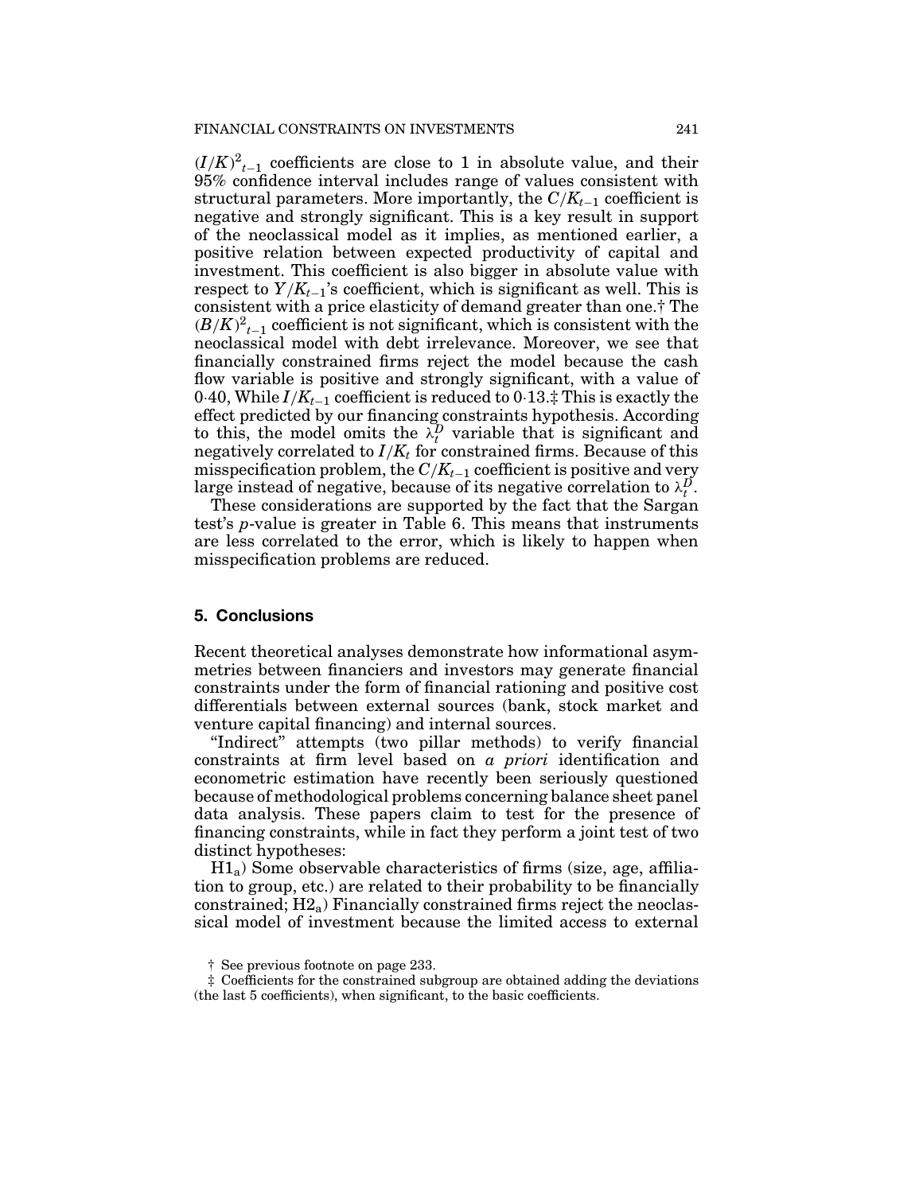$(I/K)^2{}_{t-1}$ coefficients are close to 1 in absolute value, and their 95% confidence interval includes range of values consistent with structural parameters. More importantly, the $C/K_{t-1}$ coefficient is negative and strongly significant. This is a key result in support of the neoclassical model as it implies, as mentioned earlier, a positive relation between expected productivity of capital and investment. This coefficient is also bigger in absolute value with respect to $Y/K_{t-1}$'s coefficient, which is significant as well. This is consistent with a price elasticity of demand greater than one.† The $(B/K)^2{}_{t-1}$ coefficient is not significant, which is consistent with the neoclassical model with debt irrelevance. Moreover, we see that financially constrained firms reject the model because the cash flow variable is positive and strongly significant, with a value of 0·40, While $I/K_{t-1}$ coefficient is reduced to 0·13.‡ This is exactly the effect predicted by our financing constraints hypothesis. According to this, the model omits the $\lambda_t^D$ variable that is significant and negatively correlated to $I/K_t$ for constrained firms. Because of this misspecification problem, the $C/K_{t-1}$ coefficient is positive and very large instead of negative, because of its negative correlation to $\lambda_t^D$.

These considerations are supported by the fact that the Sargan test's *p*-value is greater in Table 6. This means that instruments are less correlated to the error, which is likely to happen when misspecification problems are reduced.

## 5. Conclusions

Recent theoretical analyses demonstrate how informational asymmetries between financiers and investors may generate financial constraints under the form of financial rationing and positive cost differentials between external sources (bank, stock market and venture capital financing) and internal sources.

"Indirect" attempts (two pillar methods) to verify financial constraints at firm level based on *a priori* identification and econometric estimation have recently been seriously questioned because of methodological problems concerning balance sheet panel data analysis. These papers claim to test for the presence of financing constraints, while in fact they perform a joint test of two distinct hypotheses:

$H1_a$) Some observable characteristics of firms (size, age, affiliation to group, etc.) are related to their probability to be financially constrained; $H2_a$) Financially constrained firms reject the neoclassical model of investment because the limited access to external

† See previous footnote on page 233.

‡ Coefficients for the constrained subgroup are obtained adding the deviations (the last 5 coefficients), when significant, to the basic coefficients.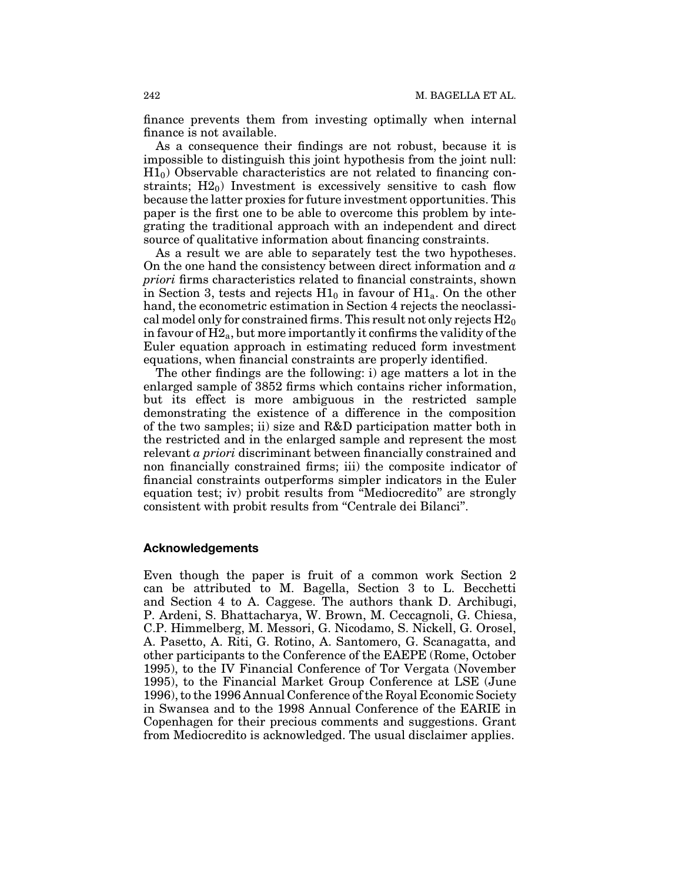finance prevents them from investing optimally when internal finance is not available.

As a consequence their findings are not robust, because it is impossible to distinguish this joint hypothesis from the joint null: $H1_0$) Observable characteristics are not related to financing constraints; $H2_0$) Investment is excessively sensitive to cash flow because the latter proxies for future investment opportunities. This paper is the first one to be able to overcome this problem by integrating the traditional approach with an independent and direct source of qualitative information about financing constraints.

As a result we are able to separately test the two hypotheses. On the one hand the consistency between direct information and *a priori* firms characteristics related to financial constraints, shown in Section 3, tests and rejects $H1_0$ in favour of $H1_a$. On the other hand, the econometric estimation in Section 4 rejects the neoclassical model only for constrained firms. This result not only rejects $H2_0$ in favour of $H2_a$, but more importantly it confirms the validity of the Euler equation approach in estimating reduced form investment equations, when financial constraints are properly identified.

The other findings are the following: i) age matters a lot in the enlarged sample of 3852 firms which contains richer information, but its effect is more ambiguous in the restricted sample demonstrating the existence of a difference in the composition of the two samples; ii) size and R&D participation matter both in the restricted and in the enlarged sample and represent the most relevant *a priori* discriminant between financially constrained and non financially constrained firms; iii) the composite indicator of financial constraints outperforms simpler indicators in the Euler equation test; iv) probit results from "Mediocredito" are strongly consistent with probit results from "Centrale dei Bilanci".

## Acknowledgements

Even though the paper is fruit of a common work Section 2 can be attributed to M. Bagella, Section 3 to L. Becchetti and Section 4 to A. Caggese. The authors thank D. Archibugi, P. Ardeni, S. Bhattacharya, W. Brown, M. Ceccagnoli, G. Chiesa, C.P. Himmelberg, M. Messori, G. Nicodamo, S. Nickell, G. Orosel, A. Pasetto, A. Riti, G. Rotino, A. Santomero, G. Scanagatta, and other participants to the Conference of the EAEPE (Rome, October 1995), to the IV Financial Conference of Tor Vergata (November 1995), to the Financial Market Group Conference at LSE (June 1996), to the 1996 Annual Conference of the Royal Economic Society in Swansea and to the 1998 Annual Conference of the EARIE in Copenhagen for their precious comments and suggestions. Grant from Mediocredito is acknowledged. The usual disclaimer applies.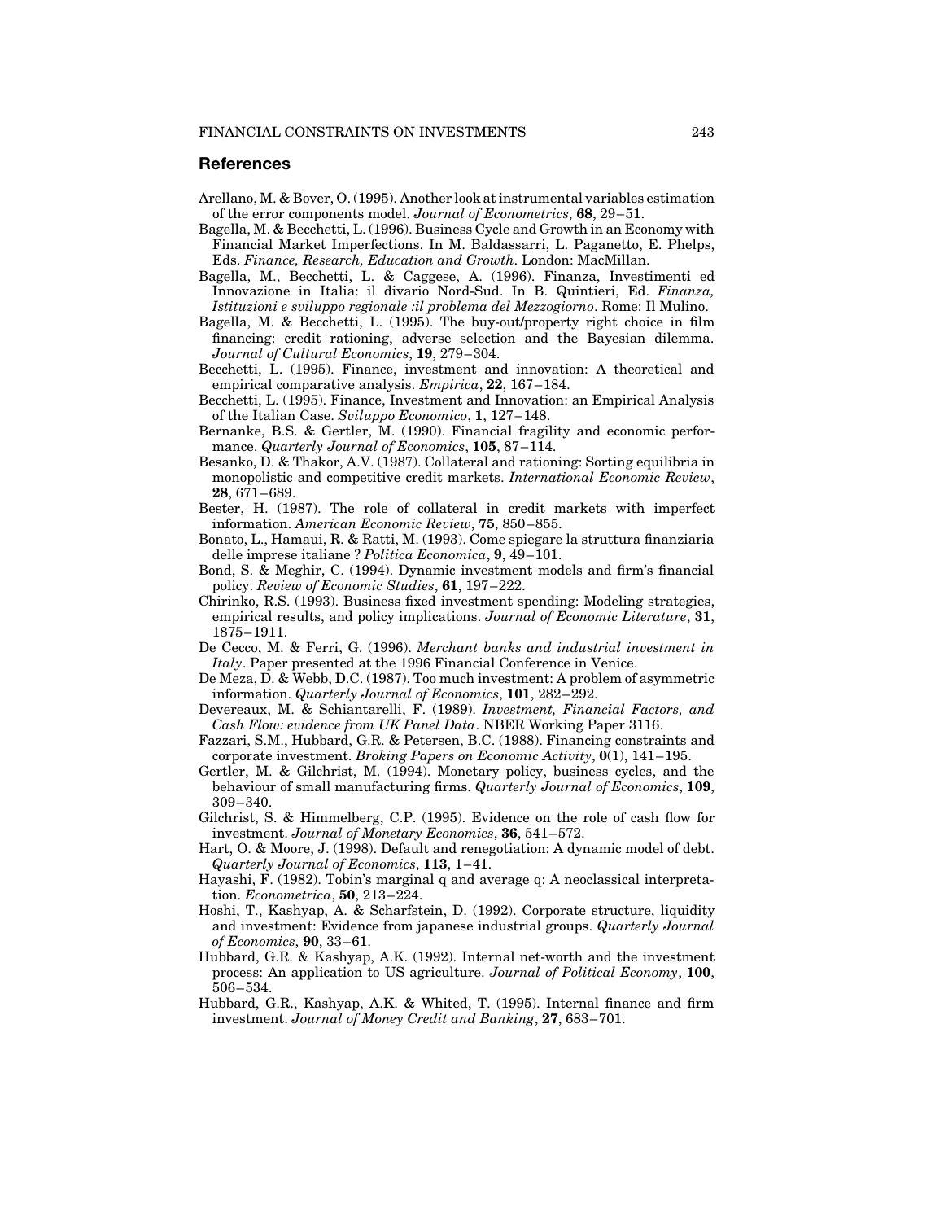## References

Arellano, M. & Bover, O. (1995). Another look at instrumental variables estimation of the error components model. *Journal of Econometrics*, **68**, 29–51.

Bagella, M. & Becchetti, L. (1996). Business Cycle and Growth in an Economy with Financial Market Imperfections. In M. Baldassarri, L. Paganetto, E. Phelps, Eds. *Finance, Research, Education and Growth*. London: MacMillan.

Bagella, M., Becchetti, L. & Caggese, A. (1996). Finanza, Investimenti ed Innovazione in Italia: il divario Nord-Sud. In B. Quintieri, Ed. *Finanza, Istituzioni e sviluppo regionale :il problema del Mezzogiorno*. Rome: Il Mulino.

Bagella, M. & Becchetti, L. (1995). The buy-out/property right choice in film financing: credit rationing, adverse selection and the Bayesian dilemma. *Journal of Cultural Economics*, **19**, 279–304.

Becchetti, L. (1995). Finance, investment and innovation: A theoretical and empirical comparative analysis. *Empirica*, **22**, 167–184.

Becchetti, L. (1995). Finance, Investment and Innovation: an Empirical Analysis of the Italian Case. *Sviluppo Economico*, **1**, 127–148.

Bernanke, B.S. & Gertler, M. (1990). Financial fragility and economic performance. *Quarterly Journal of Economics*, **105**, 87–114.

Besanko, D. & Thakor, A.V. (1987). Collateral and rationing: Sorting equilibria in monopolistic and competitive credit markets. *International Economic Review*, **28**, 671–689.

Bester, H. (1987). The role of collateral in credit markets with imperfect information. *American Economic Review*, **75**, 850–855.

Bonato, L., Hamaui, R. & Ratti, M. (1993). Come spiegare la struttura finanziaria delle imprese italiane ? *Politica Economica*, **9**, 49–101.

Bond, S. & Meghir, C. (1994). Dynamic investment models and firm's financial policy. *Review of Economic Studies*, **61**, 197–222.

Chirinko, R.S. (1993). Business fixed investment spending: Modeling strategies, empirical results, and policy implications. *Journal of Economic Literature*, **31**, 1875–1911.

De Cecco, M. & Ferri, G. (1996). *Merchant banks and industrial investment in Italy*. Paper presented at the 1996 Financial Conference in Venice.

De Meza, D. & Webb, D.C. (1987). Too much investment: A problem of asymmetric information. *Quarterly Journal of Economics*, **101**, 282–292.

Devereaux, M. & Schiantarelli, F. (1989). *Investment, Financial Factors, and Cash Flow: evidence from UK Panel Data*. NBER Working Paper 3116.

Fazzari, S.M., Hubbard, G.R. & Petersen, B.C. (1988). Financing constraints and corporate investment. *Broking Papers on Economic Activity*, **0**(1), 141–195.

Gertler, M. & Gilchrist, M. (1994). Monetary policy, business cycles, and the behaviour of small manufacturing firms. *Quarterly Journal of Economics*, **109**, 309–340.

Gilchrist, S. & Himmelberg, C.P. (1995). Evidence on the role of cash flow for investment. *Journal of Monetary Economics*, **36**, 541–572.

Hart, O. & Moore, J. (1998). Default and renegotiation: A dynamic model of debt. *Quarterly Journal of Economics*, **113**, 1–41.

Hayashi, F. (1982). Tobin's marginal q and average q: A neoclassical interpretation. *Econometrica*, **50**, 213–224.

Hoshi, T., Kashyap, A. & Scharfstein, D. (1992). Corporate structure, liquidity and investment: Evidence from japanese industrial groups. *Quarterly Journal of Economics*, **90**, 33–61.

Hubbard, G.R. & Kashyap, A.K. (1992). Internal net-worth and the investment process: An application to US agriculture. *Journal of Political Economy*, **100**, 506–534.

Hubbard, G.R., Kashyap, A.K. & Whited, T. (1995). Internal finance and firm investment. *Journal of Money Credit and Banking*, **27**, 683–701.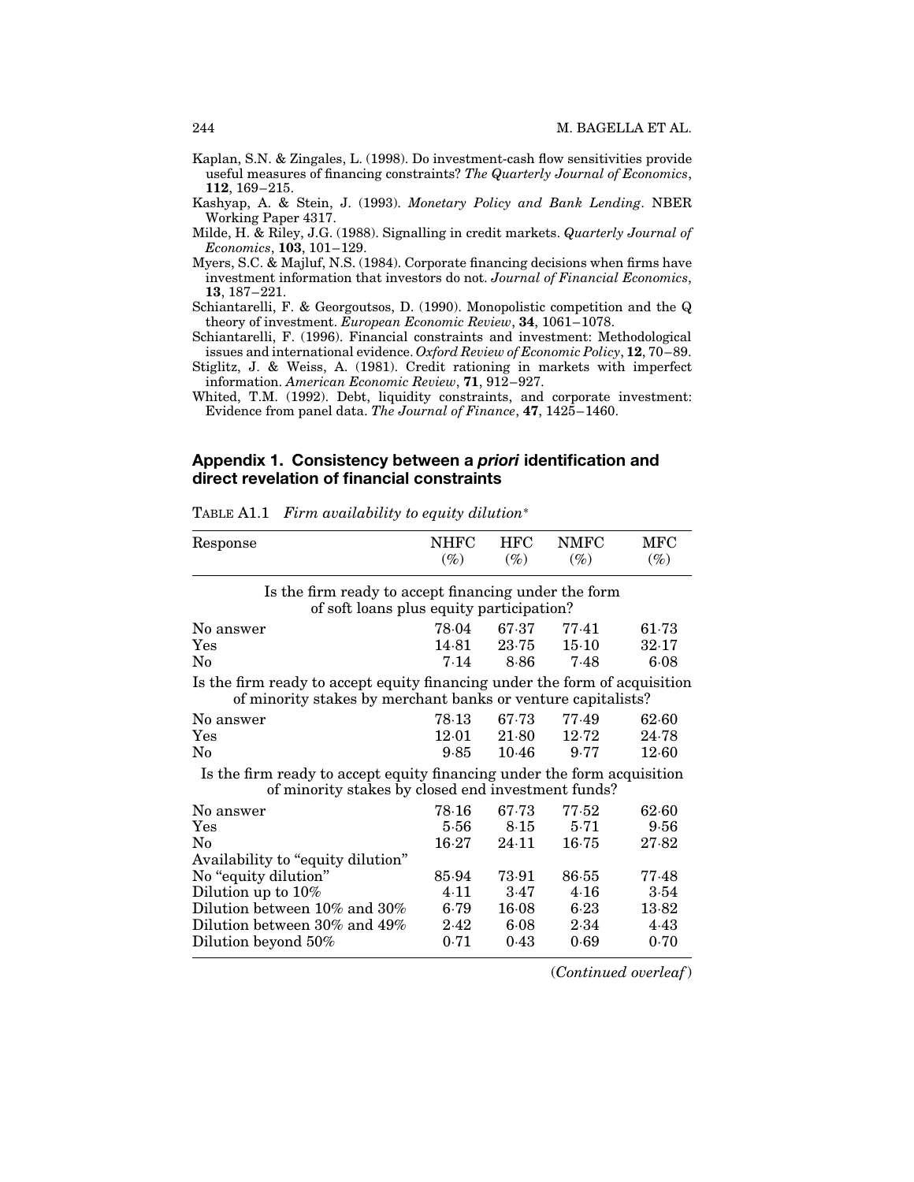Kaplan, S.N. & Zingales, L. (1998). Do investment-cash flow sensitivities provide useful measures of financing constraints? *The Quarterly Journal of Economics*, **112**, 169–215.

Kashyap, A. & Stein, J. (1993). *Monetary Policy and Bank Lending*. NBER Working Paper 4317.

Milde, H. & Riley, J.G. (1988). Signalling in credit markets. *Quarterly Journal of Economics*, **103**, 101–129.

Myers, S.C. & Majluf, N.S. (1984). Corporate financing decisions when firms have investment information that investors do not. *Journal of Financial Economics*, **13**, 187–221.

Schiantarelli, F. & Georgoutsos, D. (1990). Monopolistic competition and the Q theory of investment. *European Economic Review*, **34**, 1061–1078.

Schiantarelli, F. (1996). Financial constraints and investment: Methodological issues and international evidence. *Oxford Review of Economic Policy*, **12**, 70–89.

Stiglitz, J. & Weiss, A. (1981). Credit rationing in markets with imperfect information. *American Economic Review*, **71**, 912–927.

Whited, T.M. (1992). Debt, liquidity constraints, and corporate investment: Evidence from panel data. *The Journal of Finance*, **47**, 1425–1460.

## Appendix 1. Consistency between a *priori* identification and direct revelation of financial constraints

TABLE A1.1 *Firm availability to equity dilution*\*

| Response | NHFC (%) | HFC (%) | NMFC (%) | MFC (%) |
|---|---|---|---|---|
| *Is the firm ready to accept financing under the form of soft loans plus equity participation?* | | | | |
| No answer | 78·04 | 67·37 | 77·41 | 61·73 |
| Yes | 14·81 | 23·75 | 15·10 | 32·17 |
| No | 7·14 | 8·86 | 7·48 | 6·08 |
| *Is the firm ready to accept equity financing under the form of acquisition of minority stakes by merchant banks or venture capitalists?* | | | | |
| No answer | 78·13 | 67·73 | 77·49 | 62·60 |
| Yes | 12·01 | 21·80 | 12·72 | 24·78 |
| No | 9·85 | 10·46 | 9·77 | 12·60 |
| *Is the firm ready to accept equity financing under the form acquisition of minority stakes by closed end investment funds?* | | | | |
| No answer | 78·16 | 67·73 | 77·52 | 62·60 |
| Yes | 5·56 | 8·15 | 5·71 | 9·56 |
| No | 16·27 | 24·11 | 16·75 | 27·82 |
| Availability to "equity dilution" | | | | |
| No "equity dilution" | 85·94 | 73·91 | 86·55 | 77·48 |
| Dilution up to 10% | 4·11 | 3·47 | 4·16 | 3·54 |
| Dilution between 10% and 30% | 6·79 | 16·08 | 6·23 | 13·82 |
| Dilution between 30% and 49% | 2·42 | 6·08 | 2·34 | 4·43 |
| Dilution beyond 50% | 0·71 | 0·43 | 0·69 | 0·70 |

(*Continued overleaf*)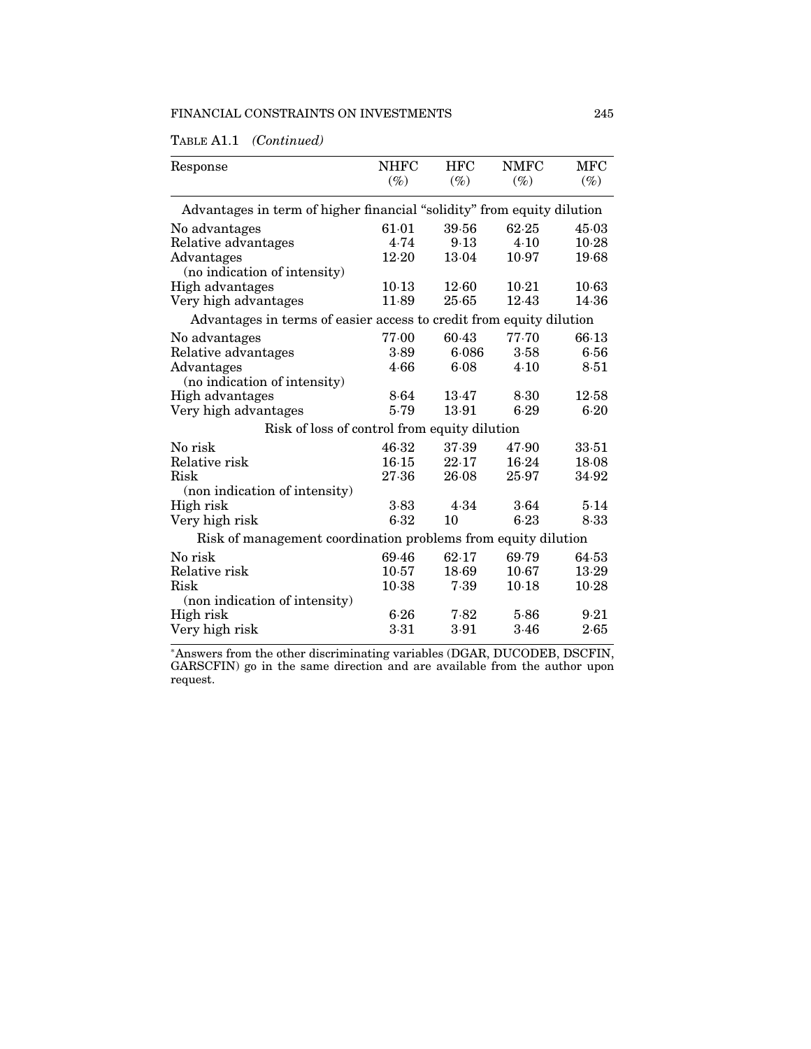TABLE A1.1 *(Continued)*

| Response | NHFC (%) | HFC (%) | NMFC (%) | MFC (%) |
|---|---|---|---|---|
| Advantages in term of higher financial "solidity" from equity dilution | | | | |
| No advantages | 61·01 | 39·56 | 62·25 | 45·03 |
| Relative advantages | 4·74 | 9·13 | 4·10 | 10·28 |
| Advantages (no indication of intensity) | 12·20 | 13·04 | 10·97 | 19·68 |
| High advantages | 10·13 | 12·60 | 10·21 | 10·63 |
| Very high advantages | 11·89 | 25·65 | 12·43 | 14·36 |
| Advantages in terms of easier access to credit from equity dilution | | | | |
| No advantages | 77·00 | 60·43 | 77·70 | 66·13 |
| Relative advantages | 3·89 | 6·086 | 3·58 | 6·56 |
| Advantages (no indication of intensity) | 4·66 | 6·08 | 4·10 | 8·51 |
| High advantages | 8·64 | 13·47 | 8·30 | 12·58 |
| Very high advantages | 5·79 | 13·91 | 6·29 | 6·20 |
| Risk of loss of control from equity dilution | | | | |
| No risk | 46·32 | 37·39 | 47·90 | 33·51 |
| Relative risk | 16·15 | 22·17 | 16·24 | 18·08 |
| Risk (non indication of intensity) | 27·36 | 26·08 | 25·97 | 34·92 |
| High risk | 3·83 | 4·34 | 3·64 | 5·14 |
| Very high risk | 6·32 | 10 | 6·23 | 8·33 |
| Risk of management coordination problems from equity dilution | | | | |
| No risk | 69·46 | 62·17 | 69·79 | 64·53 |
| Relative risk | 10·57 | 18·69 | 10·67 | 13·29 |
| Risk (non indication of intensity) | 10·38 | 7·39 | 10·18 | 10·28 |
| High risk | 6·26 | 7·82 | 5·86 | 9·21 |
| Very high risk | 3·31 | 3·91 | 3·46 | 2·65 |

*Answers from the other discriminating variables (DGAR, DUCODEB, DSCFIN, GARSCFIN) go in the same direction and are available from the author upon request.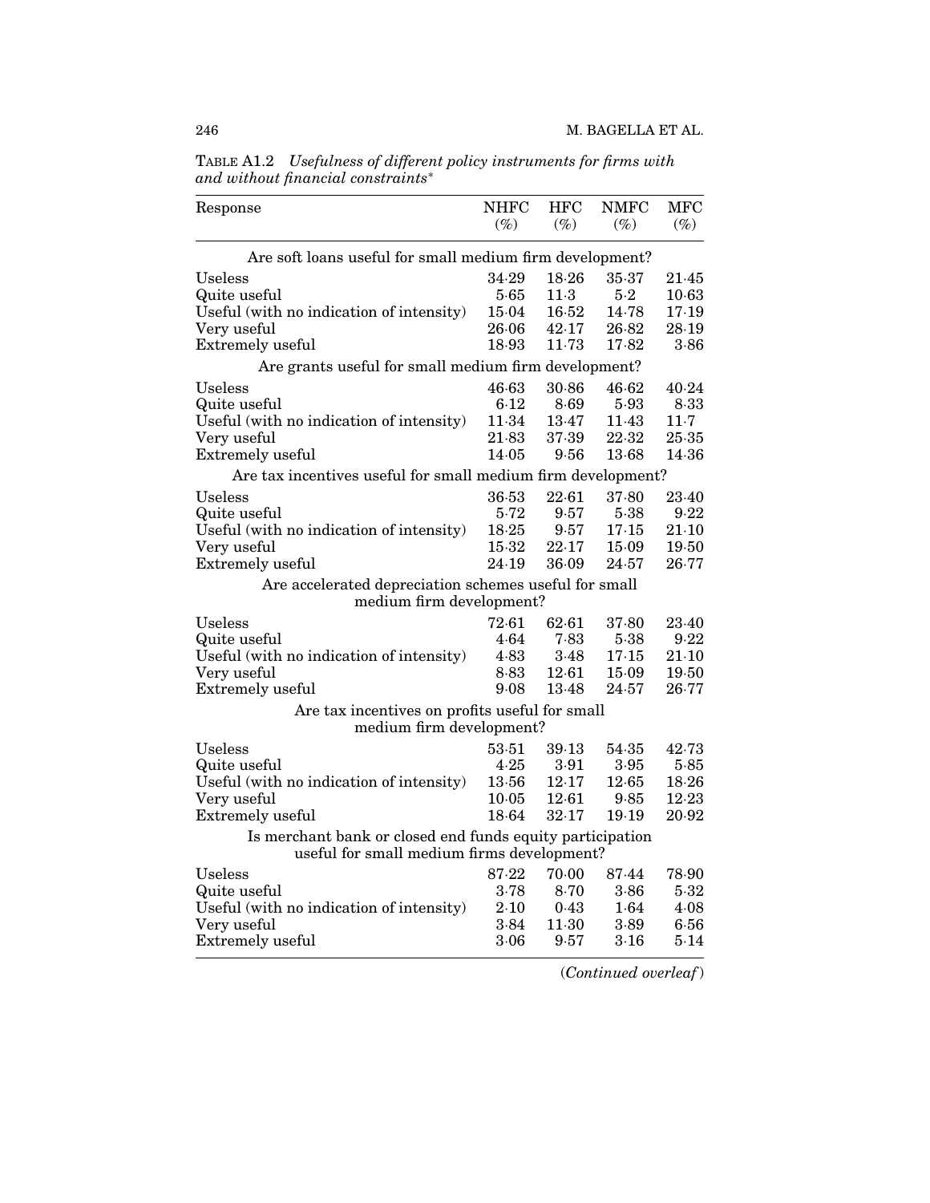TABLE A1.2 *Usefulness of different policy instruments for firms with and without financial constraints**

| Response | NHFC (%) | HFC (%) | NMFC (%) | MFC (%) |
|---|---|---|---|---|
| Are soft loans useful for small medium firm development? | | | | |
| Useless | 34·29 | 18·26 | 35·37 | 21·45 |
| Quite useful | 5·65 | 11·3 | 5·2 | 10·63 |
| Useful (with no indication of intensity) | 15·04 | 16·52 | 14·78 | 17·19 |
| Very useful | 26·06 | 42·17 | 26·82 | 28·19 |
| Extremely useful | 18·93 | 11·73 | 17·82 | 3·86 |
| Are grants useful for small medium firm development? | | | | |
| Useless | 46·63 | 30·86 | 46·62 | 40·24 |
| Quite useful | 6·12 | 8·69 | 5·93 | 8·33 |
| Useful (with no indication of intensity) | 11·34 | 13·47 | 11·43 | 11·7 |
| Very useful | 21·83 | 37·39 | 22·32 | 25·35 |
| Extremely useful | 14·05 | 9·56 | 13·68 | 14·36 |
| Are tax incentives useful for small medium firm development? | | | | |
| Useless | 36·53 | 22·61 | 37·80 | 23·40 |
| Quite useful | 5·72 | 9·57 | 5·38 | 9·22 |
| Useful (with no indication of intensity) | 18·25 | 9·57 | 17·15 | 21·10 |
| Very useful | 15·32 | 22·17 | 15·09 | 19·50 |
| Extremely useful | 24·19 | 36·09 | 24·57 | 26·77 |
| Are accelerated depreciation schemes useful for small medium firm development? | | | | |
| Useless | 72·61 | 62·61 | 37·80 | 23·40 |
| Quite useful | 4·64 | 7·83 | 5·38 | 9·22 |
| Useful (with no indication of intensity) | 4·83 | 3·48 | 17·15 | 21·10 |
| Very useful | 8·83 | 12·61 | 15·09 | 19·50 |
| Extremely useful | 9·08 | 13·48 | 24·57 | 26·77 |
| Are tax incentives on profits useful for small medium firm development? | | | | |
| Useless | 53·51 | 39·13 | 54·35 | 42·73 |
| Quite useful | 4·25 | 3·91 | 3·95 | 5·85 |
| Useful (with no indication of intensity) | 13·56 | 12·17 | 12·65 | 18·26 |
| Very useful | 10·05 | 12·61 | 9·85 | 12·23 |
| Extremely useful | 18·64 | 32·17 | 19·19 | 20·92 |
| Is merchant bank or closed end funds equity participation useful for small medium firms development? | | | | |
| Useless | 87·22 | 70·00 | 87·44 | 78·90 |
| Quite useful | 3·78 | 8·70 | 3·86 | 5·32 |
| Useful (with no indication of intensity) | 2·10 | 0·43 | 1·64 | 4·08 |
| Very useful | 3·84 | 11·30 | 3·89 | 6·56 |
| Extremely useful | 3·06 | 9·57 | 3·16 | 5·14 |

(*Continued overleaf*)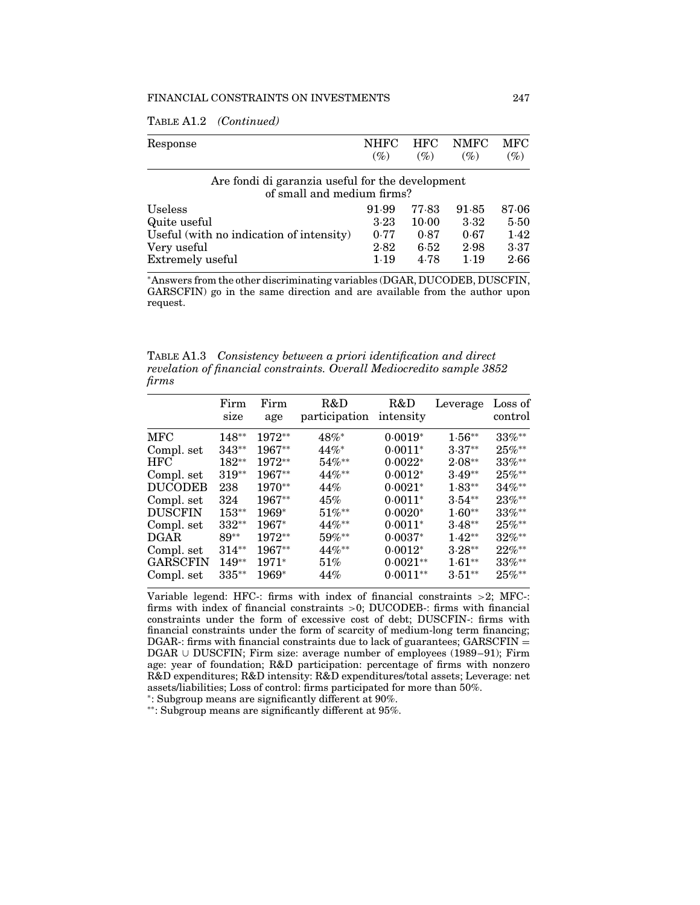TABLE A1.2 *(Continued)*

| Response | NHFC (%) | HFC (%) | NMFC (%) | MFC (%) |
|---|---|---|---|---|
| Are fondi di garanzia useful for the development of small and medium firms? | | | | |
| Useless | 91·99 | 77·83 | 91·85 | 87·06 |
| Quite useful | 3·23 | 10·00 | 3·32 | 5·50 |
| Useful (with no indication of intensity) | 0·77 | 0·87 | 0·67 | 1·42 |
| Very useful | 2·82 | 6·52 | 2·98 | 3·37 |
| Extremely useful | 1·19 | 4·78 | 1·19 | 2·66 |

*Answers from the other discriminating variables (DGAR, DUCODEB, DUSCFIN, GARSCFIN) go in the same direction and are available from the author upon request.

TABLE A1.3 *Consistency between a priori identification and direct revelation of financial constraints. Overall Mediocredito sample 3852 firms*

| | Firm size | Firm age | R&D participation | R&D intensity | Leverage | Loss of control |
|---|---|---|---|---|---|---|
| MFC | 148** | 1972** | 48%* | 0·0019* | 1·56** | 33%** |
| Compl. set | 343** | 1967** | 44%* | 0·0011* | 3·37** | 25%** |
| HFC | 182** | 1972** | 54%** | 0·0022* | 2·08** | 33%** |
| Compl. set | 319** | 1967** | 44%** | 0·0012* | 3·49** | 25%** |
| DUCODEB | 238 | 1970** | 44% | 0·0021* | 1·83** | 34%** |
| Compl. set | 324 | 1967** | 45% | 0·0011* | 3·54** | 23%** |
| DUSCFIN | 153** | 1969* | 51%** | 0·0020* | 1·60** | 33%** |
| Compl. set | 332** | 1967* | 44%** | 0·0011* | 3·48** | 25%** |
| DGAR | 89** | 1972** | 59%** | 0·0037* | 1·42** | 32%** |
| Compl. set | 314** | 1967** | 44%** | 0·0012* | 3·28** | 22%** |
| GARSCFIN | 149** | 1971* | 51% | 0·0021** | 1·61** | 33%** |
| Compl. set | 335** | 1969* | 44% | 0·0011** | 3·51** | 25%** |

Variable legend: HFC-: firms with index of financial constraints >2; MFC-: firms with index of financial constraints >0; DUCODEB-: firms with financial constraints under the form of excessive cost of debt; DUSCFIN-: firms with financial constraints under the form of scarcity of medium-long term financing; DGAR-: firms with financial constraints due to lack of guarantees; GARSCFIN = DGAR ∪ DUSCFIN; Firm size: average number of employees (1989–91); Firm age: year of foundation; R&D participation: percentage of firms with nonzero R&D expenditures; R&D intensity: R&D expenditures/total assets; Leverage: net assets/liabilities; Loss of control: firms participated for more than 50%.

*: Subgroup means are significantly different at 90%.

**: Subgroup means are significantly different at 95%.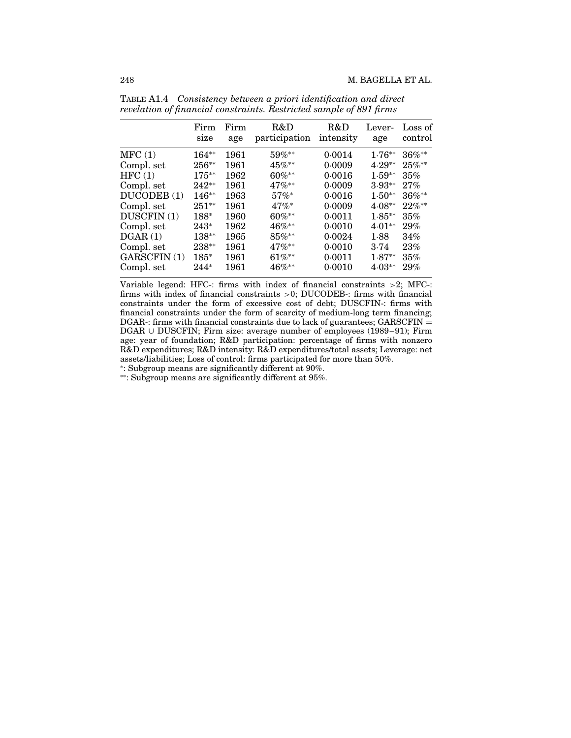TABLE A1.4 *Consistency between a priori identification and direct revelation of financial constraints. Restricted sample of 891 firms*

| | Firm size | Firm age | R&D participation | R&D intensity | Leverage | Loss of control |
|---|---|---|---|---|---|---|
| MFC (1) | 164** | 1961 | 59%** | 0·0014 | 1·76** | 36%** |
| Compl. set | 256** | 1961 | 45%** | 0·0009 | 4·29** | 25%** |
| HFC (1) | 175** | 1962 | 60%** | 0·0016 | 1·59** | 35% |
| Compl. set | 242** | 1961 | 47%** | 0·0009 | 3·93** | 27% |
| DUCODEB (1) | 146** | 1963 | 57%* | 0·0016 | 1·50** | 36%** |
| Compl. set | 251** | 1961 | 47%* | 0·0009 | 4·08** | 22%** |
| DUSCFIN (1) | 188* | 1960 | 60%** | 0·0011 | 1·85** | 35% |
| Compl. set | 243* | 1962 | 46%** | 0·0010 | 4·01** | 29% |
| DGAR (1) | 138** | 1965 | 85%** | 0·0024 | 1·88 | 34% |
| Compl. set | 238** | 1961 | 47%** | 0·0010 | 3·74 | 23% |
| GARSCFIN (1) | 185* | 1961 | 61%** | 0·0011 | 1·87** | 35% |
| Compl. set | 244* | 1961 | 46%** | 0·0010 | 4·03** | 29% |

Variable legend: HFC-: firms with index of financial constraints >2; MFC-: firms with index of financial constraints >0; DUCODEB-: firms with financial constraints under the form of excessive cost of debt; DUSCFIN-: firms with financial constraints under the form of scarcity of medium-long term financing; DGAR-: firms with financial constraints due to lack of guarantees; GARSCFIN = DGAR ∪ DUSCFIN; Firm size: average number of employees (1989–91); Firm age: year of foundation; R&D participation: percentage of firms with nonzero R&D expenditures; R&D intensity: R&D expenditures/total assets; Leverage: net assets/liabilities; Loss of control: firms participated for more than 50%.

*: Subgroup means are significantly different at 90%.

**: Subgroup means are significantly different at 95%.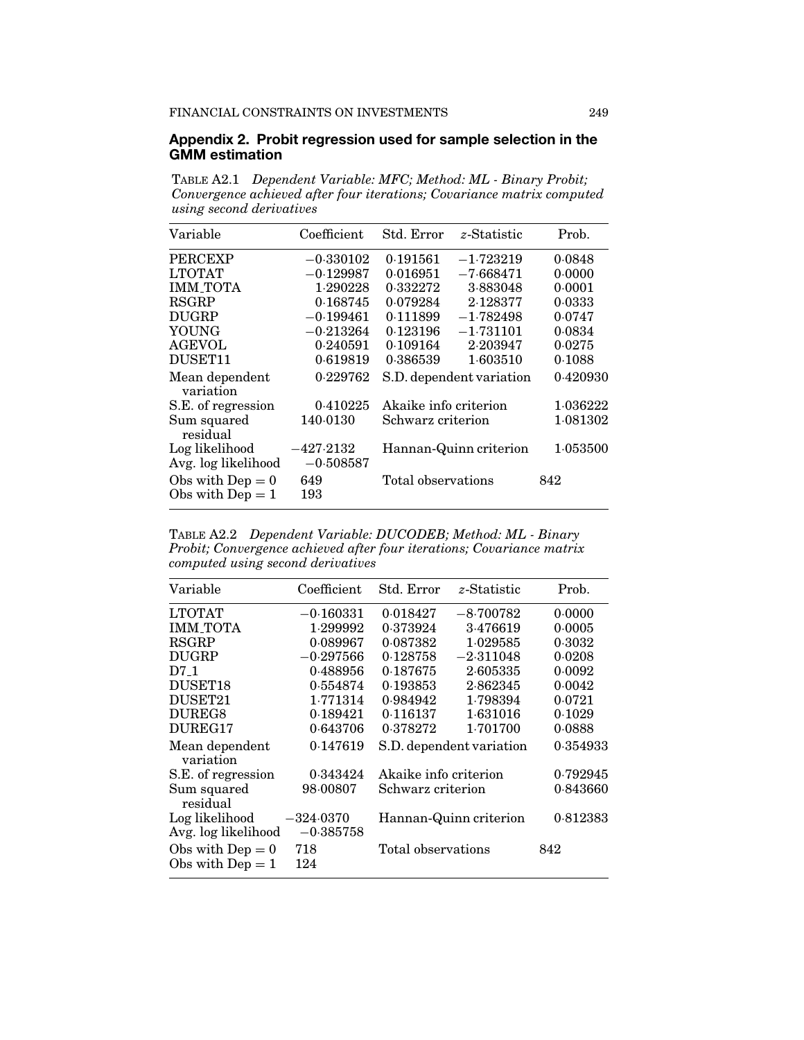## Appendix 2. Probit regression used for sample selection in the GMM estimation

TABLE A2.1 *Dependent Variable: MFC; Method: ML - Binary Probit; Convergence achieved after four iterations; Covariance matrix computed using second derivatives*

| Variable | Coefficient | Std. Error | $z$-Statistic | Prob. |
|---|---|---|---|---|
| PERCEXP | −0·330102 | 0·191561 | −1·723219 | 0·0848 |
| LTOTAT | −0·129987 | 0·016951 | −7·668471 | 0·0000 |
| IMM_TOTA | 1·290228 | 0·332272 | 3·883048 | 0·0001 |
| RSGRP | 0·168745 | 0·079284 | 2·128377 | 0·0333 |
| DUGRP | −0·199461 | 0·111899 | −1·782498 | 0·0747 |
| YOUNG | −0·213264 | 0·123196 | −1·731101 | 0·0834 |
| AGEVOL | 0·240591 | 0·109164 | 2·203947 | 0·0275 |
| DUSET11 | 0·619819 | 0·386539 | 1·603510 | 0·1088 |
| Mean dependent variation | 0·229762 | S.D. dependent variation | | 0·420930 |
| S.E. of regression | 0·410225 | Akaike info criterion | | 1·036222 |
| Sum squared residual | 140·0130 | Schwarz criterion | | 1·081302 |
| Log likelihood | −427·2132 | Hannan-Quinn criterion | | 1·053500 |
| Avg. log likelihood | −0·508587 | | | |
| Obs with Dep = 0 | 649 | Total observations | | 842 |
| Obs with Dep = 1 | 193 | | | |

TABLE A2.2 *Dependent Variable: DUCODEB; Method: ML - Binary Probit; Convergence achieved after four iterations; Covariance matrix computed using second derivatives*

| Variable | Coefficient | Std. Error | $z$-Statistic | Prob. |
|---|---|---|---|---|
| LTOTAT | −0·160331 | 0·018427 | −8·700782 | 0·0000 |
| IMM_TOTA | 1·299992 | 0·373924 | 3·476619 | 0·0005 |
| RSGRP | 0·089967 | 0·087382 | 1·029585 | 0·3032 |
| DUGRP | −0·297566 | 0·128758 | −2·311048 | 0·0208 |
| D7_1 | 0·488956 | 0·187675 | 2·605335 | 0·0092 |
| DUSET18 | 0·554874 | 0·193853 | 2·862345 | 0·0042 |
| DUSET21 | 1·771314 | 0·984942 | 1·798394 | 0·0721 |
| DUREG8 | 0·189421 | 0·116137 | 1·631016 | 0·1029 |
| DUREG17 | 0·643706 | 0·378272 | 1·701700 | 0·0888 |
| Mean dependent variation | 0·147619 | S.D. dependent variation | | 0·354933 |
| S.E. of regression | 0·343424 | Akaike info criterion | | 0·792945 |
| Sum squared residual | 98·00807 | Schwarz criterion | | 0·843660 |
| Log likelihood | −324·0370 | Hannan-Quinn criterion | | 0·812383 |
| Avg. log likelihood | −0·385758 | | | |
| Obs with Dep = 0 | 718 | Total observations | | 842 |
| Obs with Dep = 1 | 124 | | | |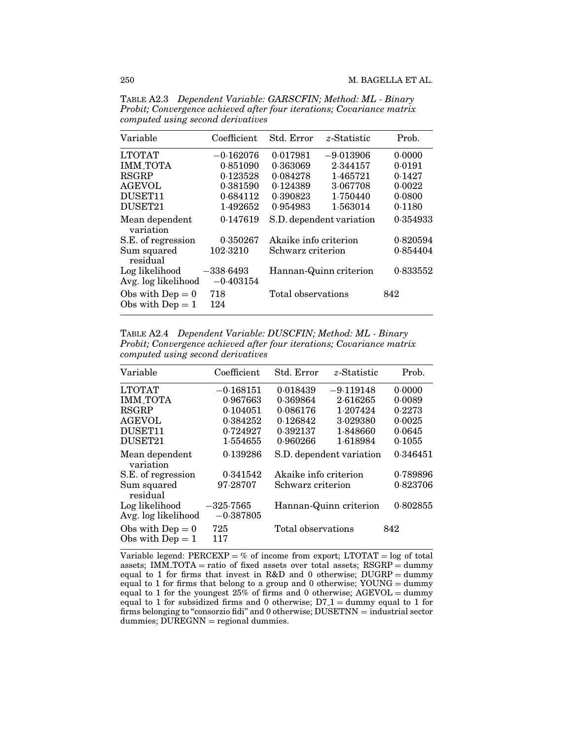TABLE A2.3 *Dependent Variable: GARSCFIN; Method: ML - Binary Probit; Convergence achieved after four iterations; Covariance matrix computed using second derivatives*

| Variable | Coefficient | Std. Error | z-Statistic | Prob. |
|---|---|---|---|---|
| LTOTAT | −0.162076 | 0.017981 | −9.013906 | 0.0000 |
| IMM_TOTA | 0.851090 | 0.363069 | 2.344157 | 0.0191 |
| RSGRP | 0.123528 | 0.084278 | 1.465721 | 0.1427 |
| AGEVOL | 0.381590 | 0.124389 | 3.067708 | 0.0022 |
| DUSET11 | 0.684112 | 0.390823 | 1.750440 | 0.0800 |
| DUSET21 | 1.492652 | 0.954983 | 1.563014 | 0.1180 |
| Mean dependent variation | 0.147619 | S.D. dependent variation | | 0.354933 |
| S.E. of regression | 0.350267 | Akaike info criterion | | 0.820594 |
| Sum squared residual | 102.3210 | Schwarz criterion | | 0.854404 |
| Log likelihood | −338.6493 | Hannan-Quinn criterion | | 0.833552 |
| Avg. log likelihood | −0.403154 | | | |
| Obs with Dep = 0 | 718 | Total observations | | 842 |
| Obs with Dep = 1 | 124 | | | |

TABLE A2.4 *Dependent Variable: DUSCFIN; Method: ML - Binary Probit; Convergence achieved after four iterations; Covariance matrix computed using second derivatives*

| Variable | Coefficient | Std. Error | z-Statistic | Prob. |
|---|---|---|---|---|
| LTOTAT | −0.168151 | 0.018439 | −9.119148 | 0.0000 |
| IMM_TOTA | 0.967663 | 0.369864 | 2.616265 | 0.0089 |
| RSGRP | 0.104051 | 0.086176 | 1.207424 | 0.2273 |
| AGEVOL | 0.384252 | 0.126842 | 3.029380 | 0.0025 |
| DUSET11 | 0.724927 | 0.392137 | 1.848660 | 0.0645 |
| DUSET21 | 1.554655 | 0.960266 | 1.618984 | 0.1055 |
| Mean dependent variation | 0.139286 | S.D. dependent variation | | 0.346451 |
| S.E. of regression | 0.341542 | Akaike info criterion | | 0.789896 |
| Sum squared residual | 97.28707 | Schwarz criterion | | 0.823706 |
| Log likelihood | −325.7565 | Hannan-Quinn criterion | | 0.802855 |
| Avg. log likelihood | −0.387805 | | | |
| Obs with Dep = 0 | 725 | Total observations | | 842 |
| Obs with Dep = 1 | 117 | | | |

Variable legend: PERCEXP = % of income from export; LTOTAT = log of total assets; IMM_TOTA = ratio of fixed assets over total assets; RSGRP = dummy equal to 1 for firms that invest in R&D and 0 otherwise; DUGRP = dummy equal to 1 for firms that belong to a group and 0 otherwise; YOUNG = dummy equal to 1 for the youngest 25% of firms and 0 otherwise; AGEVOL = dummy equal to 1 for subsidized firms and 0 otherwise; D7_1 = dummy equal to 1 for firms belonging to "consorzio fidi" and 0 otherwise; DUSETNN = industrial sector dummies; DUREGNN = regional dummies.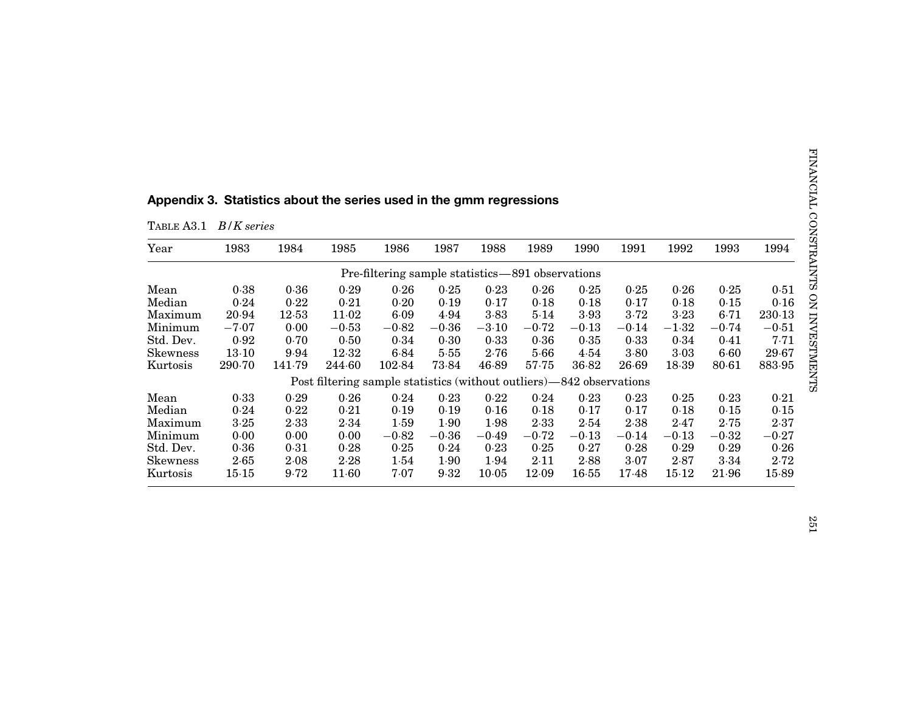## Appendix 3. Statistics about the series used in the gmm regressions

TABLE A3.1 *B/K series*

| Year | 1983 | 1984 | 1985 | 1986 | 1987 | 1988 | 1989 | 1990 | 1991 | 1992 | 1993 | 1994 |
|---|---|---|---|---|---|---|---|---|---|---|---|---|
| | | | | Pre-filtering sample statistics—891 observations | | | | | | | | |
| Mean | 0·38 | 0·36 | 0·29 | 0·26 | 0·25 | 0·23 | 0·26 | 0·25 | 0·25 | 0·26 | 0·25 | 0·51 |
| Median | 0·24 | 0·22 | 0·21 | 0·20 | 0·19 | 0·17 | 0·18 | 0·18 | 0·17 | 0·18 | 0·15 | 0·16 |
| Maximum | 20·94 | 12·53 | 11·02 | 6·09 | 4·94 | 3·83 | 5·14 | 3·93 | 3·72 | 3·23 | 6·71 | 230·13 |
| Minimum | −7·07 | 0·00 | −0·53 | −0·82 | −0·36 | −3·10 | −0·72 | −0·13 | −0·14 | −1·32 | −0·74 | −0·51 |
| Std. Dev. | 0·92 | 0·70 | 0·50 | 0·34 | 0·30 | 0·33 | 0·36 | 0·35 | 0·33 | 0·34 | 0·41 | 7·71 |
| Skewness | 13·10 | 9·94 | 12·32 | 6·84 | 5·55 | 2·76 | 5·66 | 4·54 | 3·80 | 3·03 | 6·60 | 29·67 |
| Kurtosis | 290·70 | 141·79 | 244·60 | 102·84 | 73·84 | 46·89 | 57·75 | 36·82 | 26·69 | 18·39 | 80·61 | 883·95 |
| | | | | Post filtering sample statistics (without outliers)—842 observations | | | | | | | | |
| Mean | 0·33 | 0·29 | 0·26 | 0·24 | 0·23 | 0·22 | 0·24 | 0·23 | 0·23 | 0·25 | 0·23 | 0·21 |
| Median | 0·24 | 0·22 | 0·21 | 0·19 | 0·19 | 0·16 | 0·18 | 0·17 | 0·17 | 0·18 | 0·15 | 0·15 |
| Maximum | 3·25 | 2·33 | 2·34 | 1·59 | 1·90 | 1·98 | 2·33 | 2·54 | 2·38 | 2·47 | 2·75 | 2·37 |
| Minimum | 0·00 | 0·00 | 0·00 | −0·82 | −0·36 | −0·49 | −0·72 | −0·13 | −0·14 | −0·13 | −0·32 | −0·27 |
| Std. Dev. | 0·36 | 0·31 | 0·28 | 0·25 | 0·24 | 0·23 | 0·25 | 0·27 | 0·28 | 0·29 | 0·29 | 0·26 |
| Skewness | 2·65 | 2·08 | 2·28 | 1·54 | 1·90 | 1·94 | 2·11 | 2·88 | 3·07 | 2·87 | 3·34 | 2·72 |
| Kurtosis | 15·15 | 9·72 | 11·60 | 7·07 | 9·32 | 10·05 | 12·09 | 16·55 | 17·48 | 15·12 | 21·96 | 15·89 |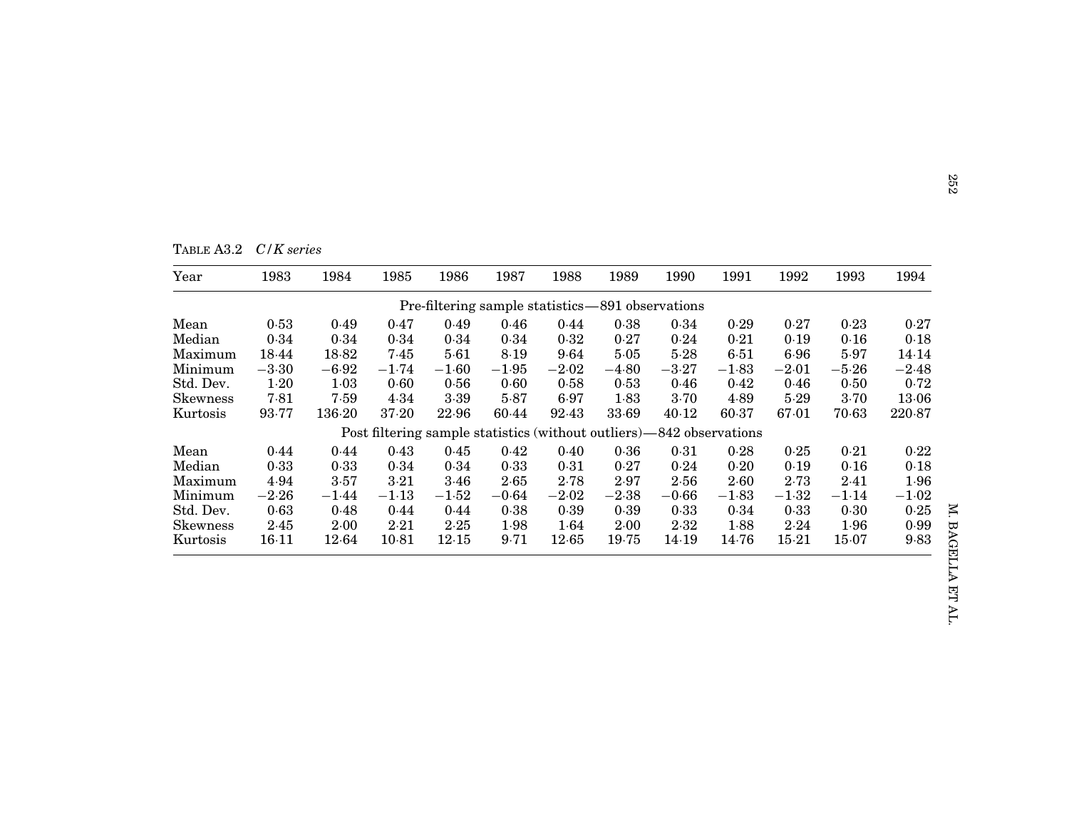TABLE A3.2 *C/K series*

| Year | 1983 | 1984 | 1985 | 1986 | 1987 | 1988 | 1989 | 1990 | 1991 | 1992 | 1993 | 1994 |
|---|---|---|---|---|---|---|---|---|---|---|---|---|
| Pre-filtering sample statistics—891 observations | | | | | | | | | | | | |
| Mean | 0·53 | 0·49 | 0·47 | 0·49 | 0·46 | 0·44 | 0·38 | 0·34 | 0·29 | 0·27 | 0·23 | 0·27 |
| Median | 0·34 | 0·34 | 0·34 | 0·34 | 0·34 | 0·32 | 0·27 | 0·24 | 0·21 | 0·19 | 0·16 | 0·18 |
| Maximum | 18·44 | 18·82 | 7·45 | 5·61 | 8·19 | 9·64 | 5·05 | 5·28 | 6·51 | 6·96 | 5·97 | 14·14 |
| Minimum | −3·30 | −6·92 | −1·74 | −1·60 | −1·95 | −2·02 | −4·80 | −3·27 | −1·83 | −2·01 | −5·26 | −2·48 |
| Std. Dev. | 1·20 | 1·03 | 0·60 | 0·56 | 0·60 | 0·58 | 0·53 | 0·46 | 0·42 | 0·46 | 0·50 | 0·72 |
| Skewness | 7·81 | 7·59 | 4·34 | 3·39 | 5·87 | 6·97 | 1·83 | 3·70 | 4·89 | 5·29 | 3·70 | 13·06 |
| Kurtosis | 93·77 | 136·20 | 37·20 | 22·96 | 60·44 | 92·43 | 33·69 | 40·12 | 60·37 | 67·01 | 70·63 | 220·87 |
| Post filtering sample statistics (without outliers)—842 observations | | | | | | | | | | | | |
| Mean | 0·44 | 0·44 | 0·43 | 0·45 | 0·42 | 0·40 | 0·36 | 0·31 | 0·28 | 0·25 | 0·21 | 0·22 |
| Median | 0·33 | 0·33 | 0·34 | 0·34 | 0·33 | 0·31 | 0·27 | 0·24 | 0·20 | 0·19 | 0·16 | 0·18 |
| Maximum | 4·94 | 3·57 | 3·21 | 3·46 | 2·65 | 2·78 | 2·97 | 2·56 | 2·60 | 2·73 | 2·41 | 1·96 |
| Minimum | −2·26 | −1·44 | −1·13 | −1·52 | −0·64 | −2·02 | −2·38 | −0·66 | −1·83 | −1·32 | −1·14 | −1·02 |
| Std. Dev. | 0·63 | 0·48 | 0·44 | 0·44 | 0·38 | 0·39 | 0·39 | 0·33 | 0·34 | 0·33 | 0·30 | 0·25 |
| Skewness | 2·45 | 2·00 | 2·21 | 2·25 | 1·98 | 1·64 | 2·00 | 2·32 | 1·88 | 2·24 | 1·96 | 0·99 |
| Kurtosis | 16·11 | 12·64 | 10·81 | 12·15 | 9·71 | 12·65 | 19·75 | 14·19 | 14·76 | 15·21 | 15·07 | 9·83 |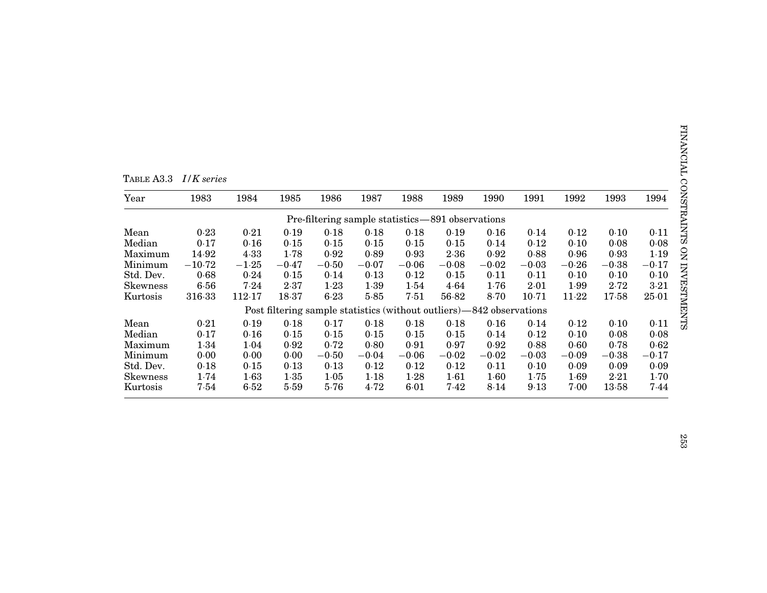TABLE A3.3 *I/K series*

| Year | 1983 | 1984 | 1985 | 1986 | 1987 | 1988 | 1989 | 1990 | 1991 | 1992 | 1993 | 1994 |
|---|---|---|---|---|---|---|---|---|---|---|---|---|
| | | | | | Pre-filtering sample statistics—891 observations | | | | | | | |
| Mean | 0·23 | 0·21 | 0·19 | 0·18 | 0·18 | 0·18 | 0·19 | 0·16 | 0·14 | 0·12 | 0·10 | 0·11 |
| Median | 0·17 | 0·16 | 0·15 | 0·15 | 0·15 | 0·15 | 0·15 | 0·14 | 0·12 | 0·10 | 0·08 | 0·08 |
| Maximum | 14·92 | 4·33 | 1·78 | 0·92 | 0·89 | 0·93 | 2·36 | 0·92 | 0·88 | 0·96 | 0·93 | 1·19 |
| Minimum | −10·72 | −1·25 | −0·47 | −0·50 | −0·07 | −0·06 | −0·08 | −0·02 | −0·03 | −0·26 | −0·38 | −0·17 |
| Std. Dev. | 0·68 | 0·24 | 0·15 | 0·14 | 0·13 | 0·12 | 0·15 | 0·11 | 0·11 | 0·10 | 0·10 | 0·10 |
| Skewness | 6·56 | 7·24 | 2·37 | 1·23 | 1·39 | 1·54 | 4·64 | 1·76 | 2·01 | 1·99 | 2·72 | 3·21 |
| Kurtosis | 316·33 | 112·17 | 18·37 | 6·23 | 5·85 | 7·51 | 56·82 | 8·70 | 10·71 | 11·22 | 17·58 | 25·01 |
| | | | | | Post filtering sample statistics (without outliers)—842 observations | | | | | | | |
| Mean | 0·21 | 0·19 | 0·18 | 0·17 | 0·18 | 0·18 | 0·18 | 0·16 | 0·14 | 0·12 | 0·10 | 0·11 |
| Median | 0·17 | 0·16 | 0·15 | 0·15 | 0·15 | 0·15 | 0·15 | 0·14 | 0·12 | 0·10 | 0·08 | 0·08 |
| Maximum | 1·34 | 1·04 | 0·92 | 0·72 | 0·80 | 0·91 | 0·97 | 0·92 | 0·88 | 0·60 | 0·78 | 0·62 |
| Minimum | 0·00 | 0·00 | 0·00 | −0·50 | −0·04 | −0·06 | −0·02 | −0·02 | −0·03 | −0·09 | −0·38 | −0·17 |
| Std. Dev. | 0·18 | 0·15 | 0·13 | 0·13 | 0·12 | 0·12 | 0·12 | 0·11 | 0·10 | 0·09 | 0·09 | 0·09 |
| Skewness | 1·74 | 1·63 | 1·35 | 1·05 | 1·18 | 1·28 | 1·61 | 1·60 | 1·75 | 1·69 | 2·21 | 1·70 |
| Kurtosis | 7·54 | 6·52 | 5·59 | 5·76 | 4·72 | 6·01 | 7·42 | 8·14 | 9·13 | 7·00 | 13·58 | 7·44 |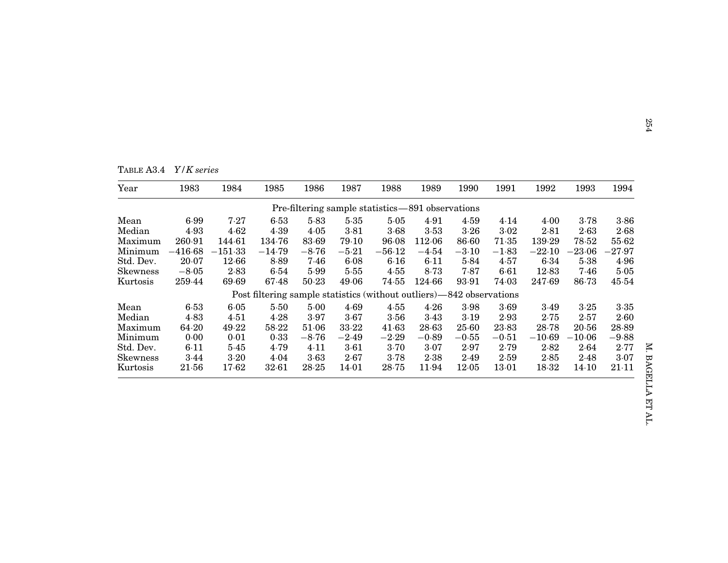TABLE A3.4 *Y/K series*

| Year | 1983 | 1984 | 1985 | 1986 | 1987 | 1988 | 1989 | 1990 | 1991 | 1992 | 1993 | 1994 |
|---|---|---|---|---|---|---|---|---|---|---|---|---|
| Pre-filtering sample statistics—891 observations | | | | | | | | | | | | |
| Mean | 6·99 | 7·27 | 6·53 | 5·83 | 5·35 | 5·05 | 4·91 | 4·59 | 4·14 | 4·00 | 3·78 | 3·86 |
| Median | 4·93 | 4·62 | 4·39 | 4·05 | 3·81 | 3·68 | 3·53 | 3·26 | 3·02 | 2·81 | 2·63 | 2·68 |
| Maximum | 260·91 | 144·61 | 134·76 | 83·69 | 79·10 | 96·08 | 112·06 | 86·60 | 71·35 | 139·29 | 78·52 | 55·62 |
| Minimum | −416·68 | −151·33 | −14·79 | −8·76 | −5·21 | −56·12 | −4·54 | −3·10 | −1·83 | −22·10 | −23·06 | −27·97 |
| Std. Dev. | 20·07 | 12·66 | 8·89 | 7·46 | 6·08 | 6·16 | 6·11 | 5·84 | 4·57 | 6·34 | 5·38 | 4·96 |
| Skewness | −8·05 | 2·83 | 6·54 | 5·99 | 5·55 | 4·55 | 8·73 | 7·87 | 6·61 | 12·83 | 7·46 | 5·05 |
| Kurtosis | 259·44 | 69·69 | 67·48 | 50·23 | 49·06 | 74·55 | 124·66 | 93·91 | 74·03 | 247·69 | 86·73 | 45·54 |
| Post filtering sample statistics (without outliers)—842 observations | | | | | | | | | | | | |
| Mean | 6·53 | 6·05 | 5·50 | 5·00 | 4·69 | 4·55 | 4·26 | 3·98 | 3·69 | 3·49 | 3·25 | 3·35 |
| Median | 4·83 | 4·51 | 4·28 | 3·97 | 3·67 | 3·56 | 3·43 | 3·19 | 2·93 | 2·75 | 2·57 | 2·60 |
| Maximum | 64·20 | 49·22 | 58·22 | 51·06 | 33·22 | 41·63 | 28·63 | 25·60 | 23·83 | 28·78 | 20·56 | 28·89 |
| Minimum | 0·00 | 0·01 | 0·33 | −8·76 | −2·49 | −2·29 | −0·89 | −0·55 | −0·51 | −10·69 | −10·06 | −9·88 |
| Std. Dev. | 6·11 | 5·45 | 4·79 | 4·11 | 3·61 | 3·70 | 3·07 | 2·97 | 2·79 | 2·82 | 2·64 | 2·77 |
| Skewness | 3·44 | 3·20 | 4·04 | 3·63 | 2·67 | 3·78 | 2·38 | 2·49 | 2·59 | 2·85 | 2·48 | 3·07 |
| Kurtosis | 21·56 | 17·62 | 32·61 | 28·25 | 14·01 | 28·75 | 11·94 | 12·05 | 13·01 | 18·32 | 14·10 | 21·11 |